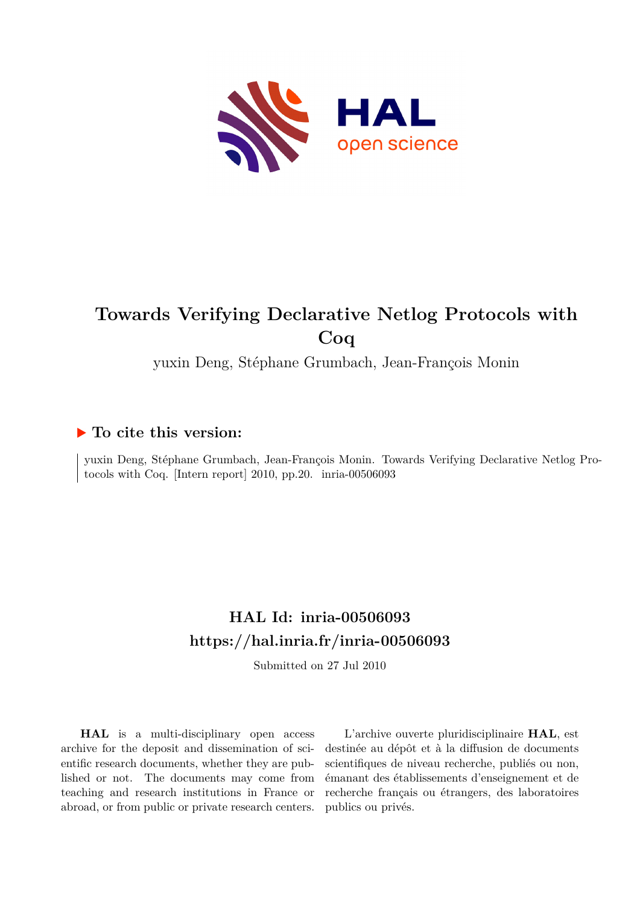HAL open science

# Towards Verifying Declarative Netlog Protocols with Coq

yuxin Deng, Stéphane Grumbach, Jean-François Monin

## ▶ To cite this version:

yuxin Deng, Stéphane Grumbach, Jean-François Monin. Towards Verifying Declarative Netlog Protocols with Coq. [Intern report] 2010, pp.20. inria-00506093

## HAL Id: inria-00506093

## https://hal.inria.fr/inria-00506093

Submitted on 27 Jul 2010

**HAL** is a multi-disciplinary open access archive for the deposit and dissemination of scientific research documents, whether they are published or not. The documents may come from teaching and research institutions in France or abroad, or from public or private research centers.

L'archive ouverte pluridisciplinaire **HAL**, est destinée au dépôt et à la diffusion de documents scientifiques de niveau recherche, publiés ou non, émanant des établissements d'enseignement et de recherche français ou étrangers, des laboratoires publics ou privés.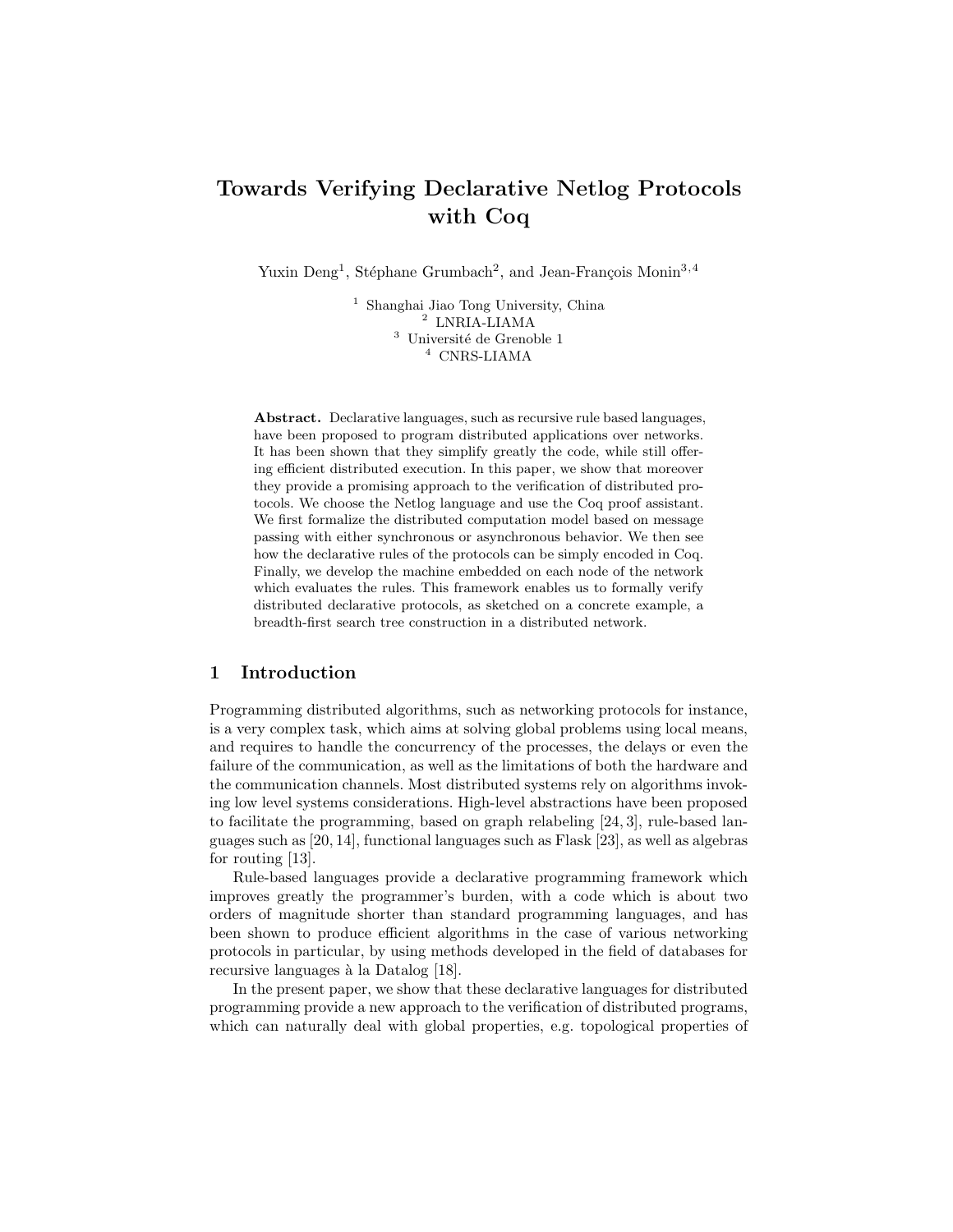# Towards Verifying Declarative Netlog Protocols with Coq

Yuxin Deng[1], Stéphane Grumbach[2], and Jean-François Monin[3,4]

[1] Shanghai Jiao Tong University, China
[2] LNRIA-LIAMA
[3] Université de Grenoble 1
[4] CNRS-LIAMA

**Abstract.** Declarative languages, such as recursive rule based languages, have been proposed to program distributed applications over networks. It has been shown that they simplify greatly the code, while still offering efficient distributed execution. In this paper, we show that moreover they provide a promising approach to the verification of distributed protocols. We choose the Netlog language and use the Coq proof assistant. We first formalize the distributed computation model based on message passing with either synchronous or asynchronous behavior. We then see how the declarative rules of the protocols can be simply encoded in Coq. Finally, we develop the machine embedded on each node of the network which evaluates the rules. This framework enables us to formally verify distributed declarative protocols, as sketched on a concrete example, a breadth-first search tree construction in a distributed network.

## 1 Introduction

Programming distributed algorithms, such as networking protocols for instance, is a very complex task, which aims at solving global problems using local means, and requires to handle the concurrency of the processes, the delays or even the failure of the communication, as well as the limitations of both the hardware and the communication channels. Most distributed systems rely on algorithms invoking low level systems considerations. High-level abstractions have been proposed to facilitate the programming, based on graph relabeling [24, 3], rule-based languages such as [20, 14], functional languages such as Flask [23], as well as algebras for routing [13].

Rule-based languages provide a declarative programming framework which improves greatly the programmer's burden, with a code which is about two orders of magnitude shorter than standard programming languages, and has been shown to produce efficient algorithms in the case of various networking protocols in particular, by using methods developed in the field of databases for recursive languages à la Datalog [18].

In the present paper, we show that these declarative languages for distributed programming provide a new approach to the verification of distributed programs, which can naturally deal with global properties, e.g. topological properties of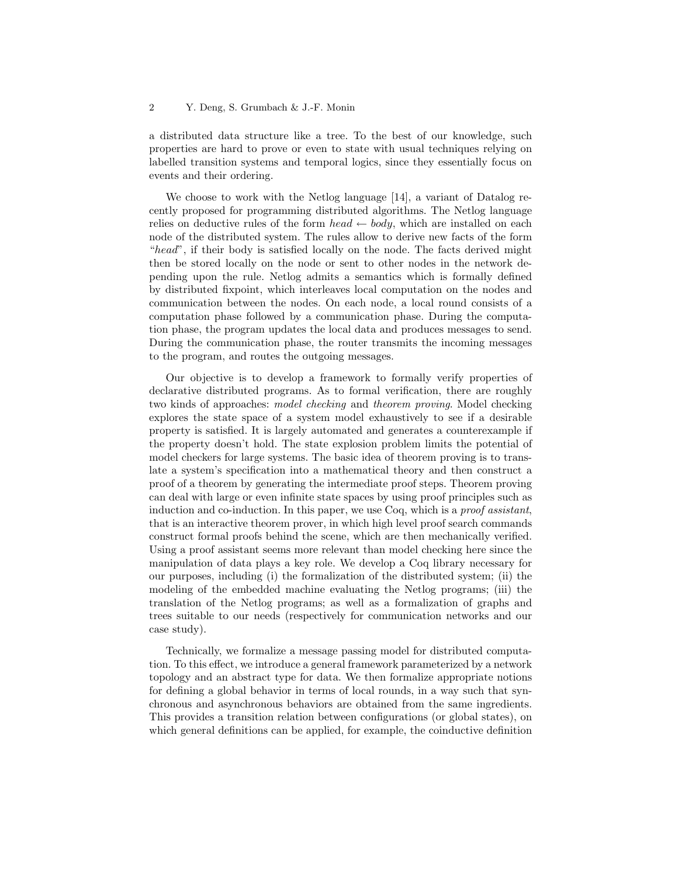a distributed data structure like a tree. To the best of our knowledge, such properties are hard to prove or even to state with usual techniques relying on labelled transition systems and temporal logics, since they essentially focus on events and their ordering.

We choose to work with the Netlog language [14], a variant of Datalog recently proposed for programming distributed algorithms. The Netlog language relies on deductive rules of the form *head* ← *body*, which are installed on each node of the distributed system. The rules allow to derive new facts of the form "*head*", if their body is satisfied locally on the node. The facts derived might then be stored locally on the node or sent to other nodes in the network depending upon the rule. Netlog admits a semantics which is formally defined by distributed fixpoint, which interleaves local computation on the nodes and communication between the nodes. On each node, a local round consists of a computation phase followed by a communication phase. During the computation phase, the program updates the local data and produces messages to send. During the communication phase, the router transmits the incoming messages to the program, and routes the outgoing messages.

Our objective is to develop a framework to formally verify properties of declarative distributed programs. As to formal verification, there are roughly two kinds of approaches: *model checking* and *theorem proving*. Model checking explores the state space of a system model exhaustively to see if a desirable property is satisfied. It is largely automated and generates a counterexample if the property doesn't hold. The state explosion problem limits the potential of model checkers for large systems. The basic idea of theorem proving is to translate a system's specification into a mathematical theory and then construct a proof of a theorem by generating the intermediate proof steps. Theorem proving can deal with large or even infinite state spaces by using proof principles such as induction and co-induction. In this paper, we use Coq, which is a *proof assistant*, that is an interactive theorem prover, in which high level proof search commands construct formal proofs behind the scene, which are then mechanically verified. Using a proof assistant seems more relevant than model checking here since the manipulation of data plays a key role. We develop a Coq library necessary for our purposes, including (i) the formalization of the distributed system; (ii) the modeling of the embedded machine evaluating the Netlog programs; (iii) the translation of the Netlog programs; as well as a formalization of graphs and trees suitable to our needs (respectively for communication networks and our case study).

Technically, we formalize a message passing model for distributed computation. To this effect, we introduce a general framework parameterized by a network topology and an abstract type for data. We then formalize appropriate notions for defining a global behavior in terms of local rounds, in a way such that synchronous and asynchronous behaviors are obtained from the same ingredients. This provides a transition relation between configurations (or global states), on which general definitions can be applied, for example, the coinductive definition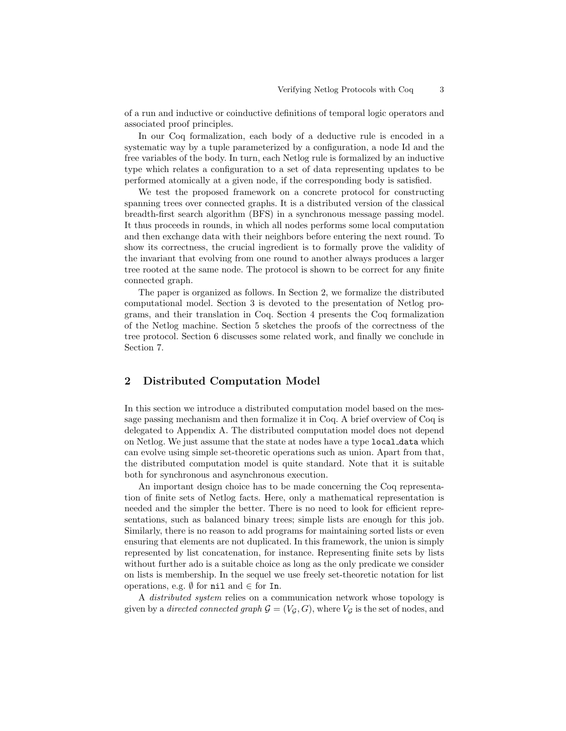of a run and inductive or coinductive definitions of temporal logic operators and associated proof principles.

In our Coq formalization, each body of a deductive rule is encoded in a systematic way by a tuple parameterized by a configuration, a node Id and the free variables of the body. In turn, each Netlog rule is formalized by an inductive type which relates a configuration to a set of data representing updates to be performed atomically at a given node, if the corresponding body is satisfied.

We test the proposed framework on a concrete protocol for constructing spanning trees over connected graphs. It is a distributed version of the classical breadth-first search algorithm (BFS) in a synchronous message passing model. It thus proceeds in rounds, in which all nodes performs some local computation and then exchange data with their neighbors before entering the next round. To show its correctness, the crucial ingredient is to formally prove the validity of the invariant that evolving from one round to another always produces a larger tree rooted at the same node. The protocol is shown to be correct for any finite connected graph.

The paper is organized as follows. In Section 2, we formalize the distributed computational model. Section 3 is devoted to the presentation of Netlog programs, and their translation in Coq. Section 4 presents the Coq formalization of the Netlog machine. Section 5 sketches the proofs of the correctness of the tree protocol. Section 6 discusses some related work, and finally we conclude in Section 7.

## 2 Distributed Computation Model

In this section we introduce a distributed computation model based on the message passing mechanism and then formalize it in Coq. A brief overview of Coq is delegated to Appendix A. The distributed computation model does not depend on Netlog. We just assume that the state at nodes have a type `local_data` which can evolve using simple set-theoretic operations such as union. Apart from that, the distributed computation model is quite standard. Note that it is suitable both for synchronous and asynchronous execution.

An important design choice has to be made concerning the Coq representation of finite sets of Netlog facts. Here, only a mathematical representation is needed and the simpler the better. There is no need to look for efficient representations, such as balanced binary trees; simple lists are enough for this job. Similarly, there is no reason to add programs for maintaining sorted lists or even ensuring that elements are not duplicated. In this framework, the union is simply represented by list concatenation, for instance. Representing finite sets by lists without further ado is a suitable choice as long as the only predicate we consider on lists is membership. In the sequel we use freely set-theoretic notation for list operations, e.g. $\emptyset$ for `nil` and $\in$ for `In`.

A *distributed system* relies on a communication network whose topology is given by a *directed connected graph* $\mathcal{G} = (V_\mathcal{G}, G)$, where $V_\mathcal{G}$ is the set of nodes, and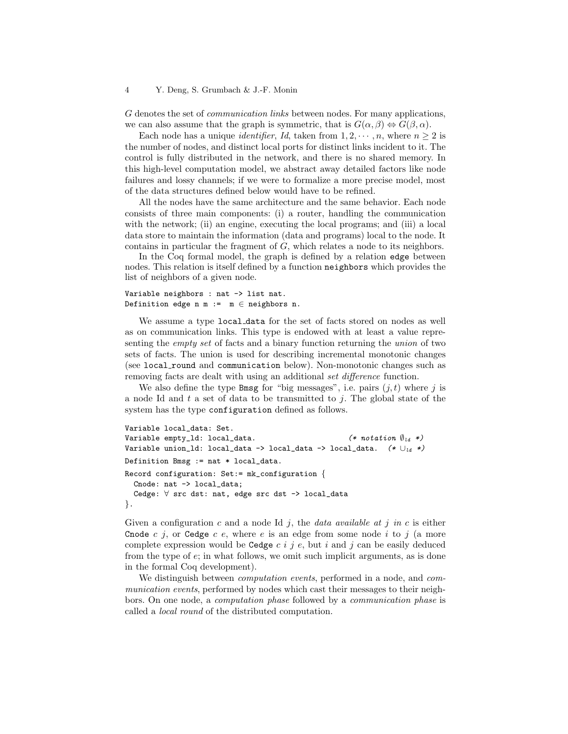$G$ denotes the set of *communication links* between nodes. For many applications, we can also assume that the graph is symmetric, that is $G(\alpha, \beta) \Leftrightarrow G(\beta, \alpha)$.

Each node has a unique *identifier*, *Id*, taken from $1, 2, \cdots, n$, where $n \geq 2$ is the number of nodes, and distinct local ports for distinct links incident to it. The control is fully distributed in the network, and there is no shared memory. In this high-level computation model, we abstract away detailed factors like node failures and lossy channels; if we were to formalize a more precise model, most of the data structures defined below would have to be refined.

All the nodes have the same architecture and the same behavior. Each node consists of three main components: (i) a router, handling the communication with the network; (ii) an engine, executing the local programs; and (iii) a local data store to maintain the information (data and programs) local to the node. It contains in particular the fragment of $G$, which relates a node to its neighbors.

In the Coq formal model, the graph is defined by a relation `edge` between nodes. This relation is itself defined by a function `neighbors` which provides the list of neighbors of a given node.

```
Variable neighbors : nat -> list nat.
Definition edge n m :=  m ∈ neighbors n.
```

We assume a type `local_data` for the set of facts stored on nodes as well as on communication links. This type is endowed with at least a value representing the *empty set* of facts and a binary function returning the *union* of two sets of facts. The union is used for describing incremental monotonic changes (see `local_round` and `communication` below). Non-monotonic changes such as removing facts are dealt with using an additional *set difference* function.

We also define the type `Bmsg` for "big messages", i.e. pairs $(j, t)$ where $j$ is a node Id and $t$ a set of data to be transmitted to $j$. The global state of the system has the type `configuration` defined as follows.

```
Variable local_data: Set.
Variable empty_ld: local_data.                    (* notation ∅ld *)
Variable union_ld: local_data -> local_data -> local_data.  (* ∪ld *)
Definition Bmsg := nat * local_data.
Record configuration: Set:= mk_configuration {
  Cnode: nat -> local_data;
  Cedge: ∀ src dst: nat, edge src dst -> local_data
}.
```

Given a configuration $c$ and a node Id $j$, the *data available at* $j$ *in* $c$ is either `Cnode` $c$ $j$, or `Cedge` $c$ $e$, where $e$ is an edge from some node $i$ to $j$ (a more complete expression would be `Cedge` $c$ $i$ $j$ $e$, but $i$ and $j$ can be easily deduced from the type of $e$; in what follows, we omit such implicit arguments, as is done in the formal Coq development).

We distinguish between *computation events*, performed in a node, and *communication events*, performed by nodes which cast their messages to their neighbors. On one node, a *computation phase* followed by a *communication phase* is called a *local round* of the distributed computation.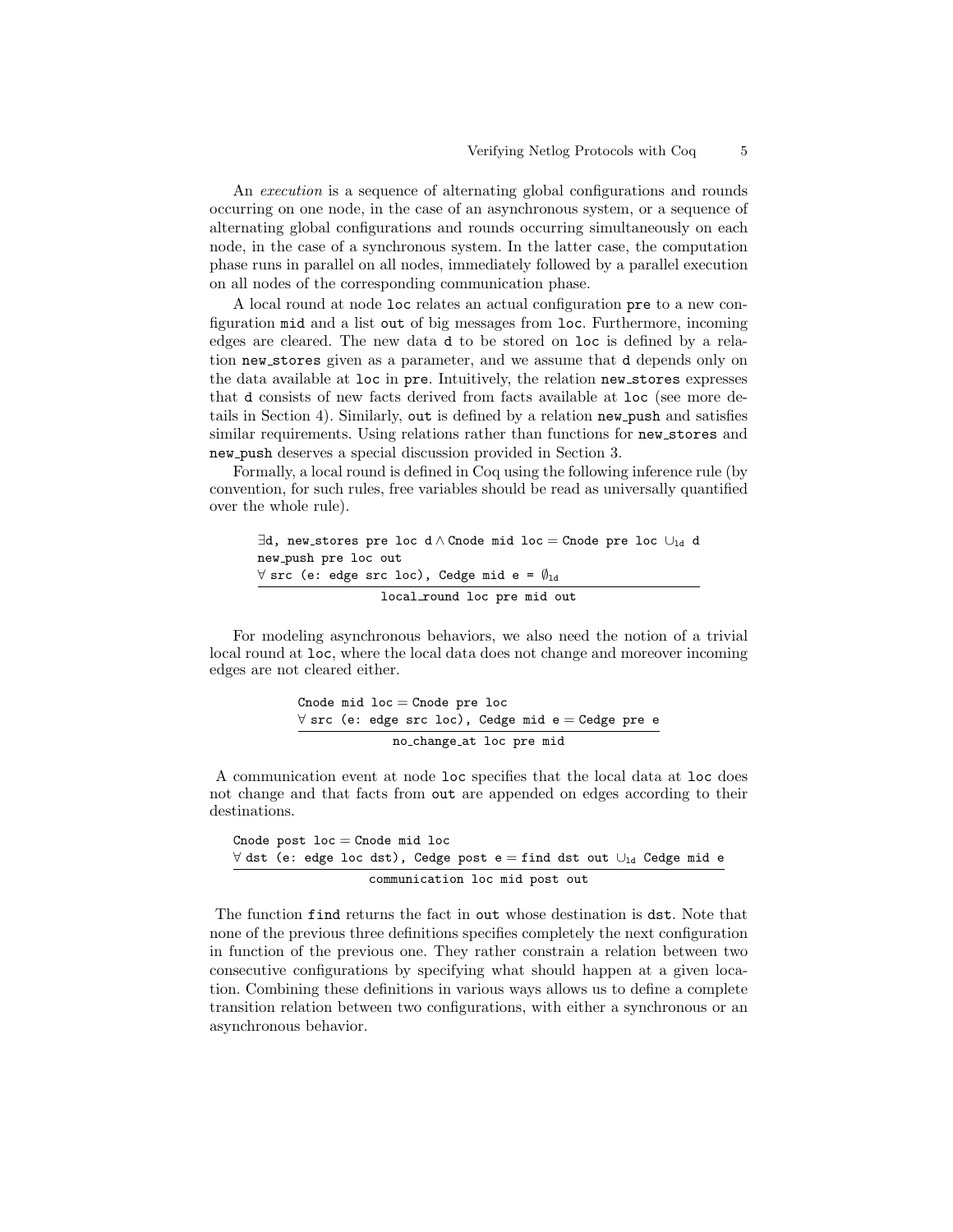An *execution* is a sequence of alternating global configurations and rounds occurring on one node, in the case of an asynchronous system, or a sequence of alternating global configurations and rounds occurring simultaneously on each node, in the case of a synchronous system. In the latter case, the computation phase runs in parallel on all nodes, immediately followed by a parallel execution on all nodes of the corresponding communication phase.

A local round at node `loc` relates an actual configuration `pre` to a new configuration `mid` and a list `out` of big messages from `loc`. Furthermore, incoming edges are cleared. The new data `d` to be stored on `loc` is defined by a relation `new_stores` given as a parameter, and we assume that `d` depends only on the data available at `loc` in `pre`. Intuitively, the relation `new_stores` expresses that `d` consists of new facts derived from facts available at `loc` (see more details in Section 4). Similarly, `out` is defined by a relation `new_push` and satisfies similar requirements. Using relations rather than functions for `new_stores` and `new_push` deserves a special discussion provided in Section 3.

Formally, a local round is defined in Coq using the following inference rule (by convention, for such rules, free variables should be read as universally quantified over the whole rule).

```
∃d, new_stores pre loc d ∧ Cnode mid loc = Cnode pre loc ∪ld d
new_push pre loc out
∀ src (e: edge src loc), Cedge mid e = ∅ld
────────────────────────────────────────────────────
            local_round loc pre mid out
```

For modeling asynchronous behaviors, we also need the notion of a trivial local round at `loc`, where the local data does not change and moreover incoming edges are not cleared either.

```
Cnode mid loc = Cnode pre loc
∀ src (e: edge src loc), Cedge mid e = Cedge pre e
──────────────────────────────────────────────────
            no_change_at loc pre mid
```

A communication event at node `loc` specifies that the local data at `loc` does not change and that facts from `out` are appended on edges according to their destinations.

```
Cnode post loc = Cnode mid loc
∀ dst (e: edge loc dst), Cedge post e = find dst out ∪ld Cedge mid e
────────────────────────────────────────────────────────────────────
              communication loc mid post out
```

The function `find` returns the fact in `out` whose destination is `dst`. Note that none of the previous three definitions specifies completely the next configuration in function of the previous one. They rather constrain a relation between two consecutive configurations by specifying what should happen at a given location. Combining these definitions in various ways allows us to define a complete transition relation between two configurations, with either a synchronous or an asynchronous behavior.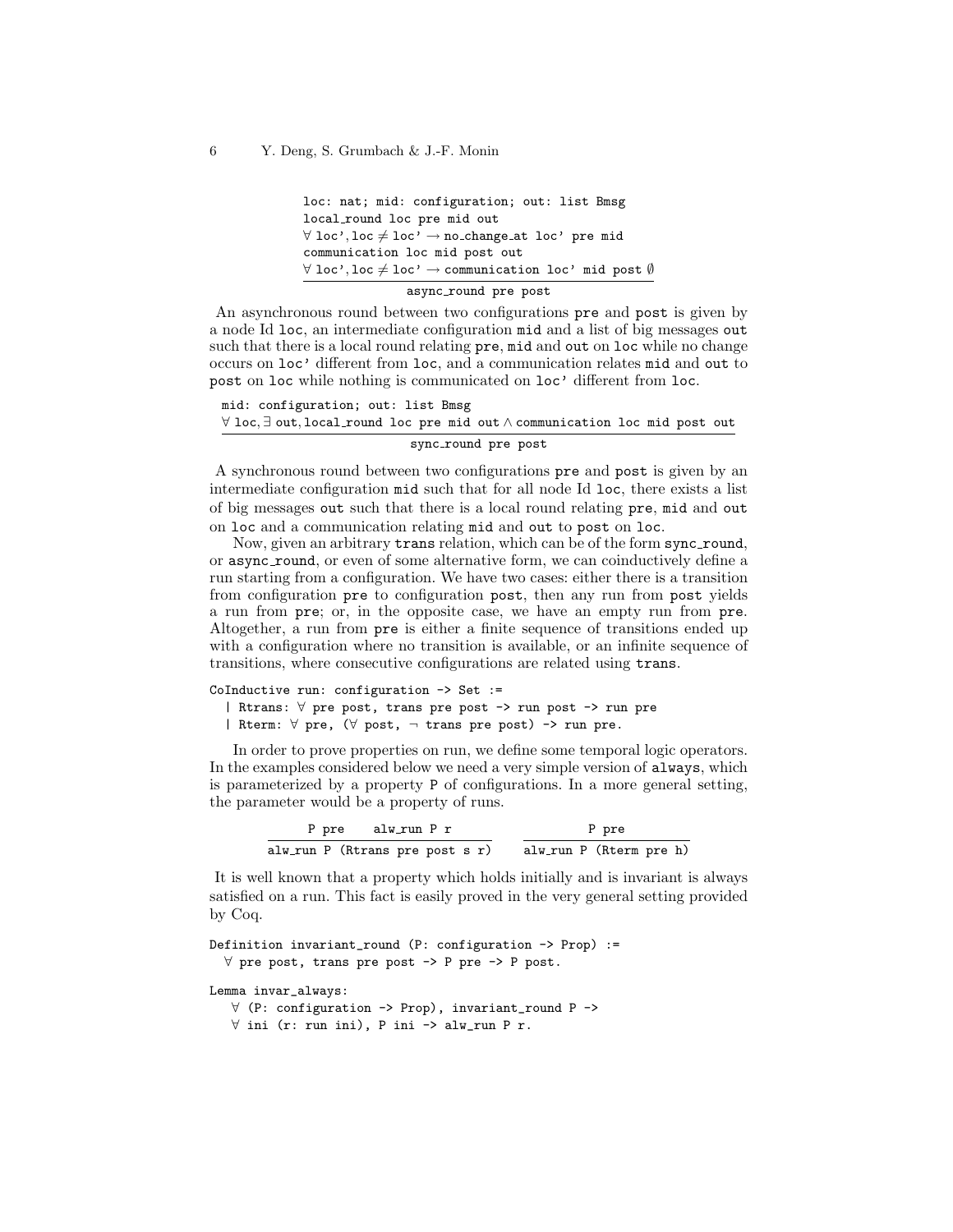$$\frac{\begin{array}{l}\texttt{loc: nat; mid: configuration; out: list Bmsg}\\ \texttt{local\_round loc pre mid out}\\ \forall\ \texttt{loc'}, \texttt{loc} \neq \texttt{loc'} \rightarrow \texttt{no\_change\_at loc' pre mid}\\ \texttt{communication loc mid post out}\\ \forall\ \texttt{loc'}, \texttt{loc} \neq \texttt{loc'} \rightarrow \texttt{communication loc' mid post}\ \emptyset\end{array}}{\texttt{async\_round pre post}}$$

An asynchronous round between two configurations `pre` and `post` is given by a node Id `loc`, an intermediate configuration `mid` and a list of big messages `out` such that there is a local round relating `pre`, `mid` and `out` on `loc` while no change occurs on `loc'` different from `loc`, and a communication relates `mid` and `out` to `post` on `loc` while nothing is communicated on `loc'` different from `loc`.

$$\frac{\begin{array}{l}\texttt{mid: configuration; out: list Bmsg}\\ \forall\ \texttt{loc}, \exists\ \texttt{out}, \texttt{local\_round loc pre mid out} \wedge \texttt{communication loc mid post out}\end{array}}{\texttt{sync\_round pre post}}$$

A synchronous round between two configurations `pre` and `post` is given by an intermediate configuration `mid` such that for all node Id `loc`, there exists a list of big messages `out` such that there is a local round relating `pre`, `mid` and `out` on `loc` and a communication relating `mid` and `out` to `post` on `loc`.

Now, given an arbitrary `trans` relation, which can be of the form `sync_round`, or `async_round`, or even of some alternative form, we can coinductively define a run starting from a configuration. We have two cases: either there is a transition from configuration `pre` to configuration `post`, then any run from `post` yields a run from `pre`; or, in the opposite case, we have an empty run from `pre`. Altogether, a run from `pre` is either a finite sequence of transitions ended up with a configuration where no transition is available, or an infinite sequence of transitions, where consecutive configurations are related using `trans`.

```
CoInductive run: configuration -> Set :=
  | Rtrans: ∀ pre post, trans pre post -> run post -> run pre
  | Rterm: ∀ pre, (∀ post, ¬ trans pre post) -> run pre.
```

In order to prove properties on run, we define some temporal logic operators. In the examples considered below we need a very simple version of `always`, which is parameterized by a property `P` of configurations. In a more general setting, the parameter would be a property of runs.

$$\frac{\texttt{P pre}\qquad \texttt{alw\_run P r}}{\texttt{alw\_run P (Rtrans pre post s r)}} \qquad \frac{\texttt{P pre}}{\texttt{alw\_run P (Rterm pre h)}}$$

It is well known that a property which holds initially and is invariant is always satisfied on a run. This fact is easily proved in the very general setting provided by Coq.

```
Definition invariant_round (P: configuration -> Prop) :=
  ∀ pre post, trans pre post -> P pre -> P post.

Lemma invar_always:
   ∀ (P: configuration -> Prop), invariant_round P ->
   ∀ ini (r: run ini), P ini -> alw_run P r.
```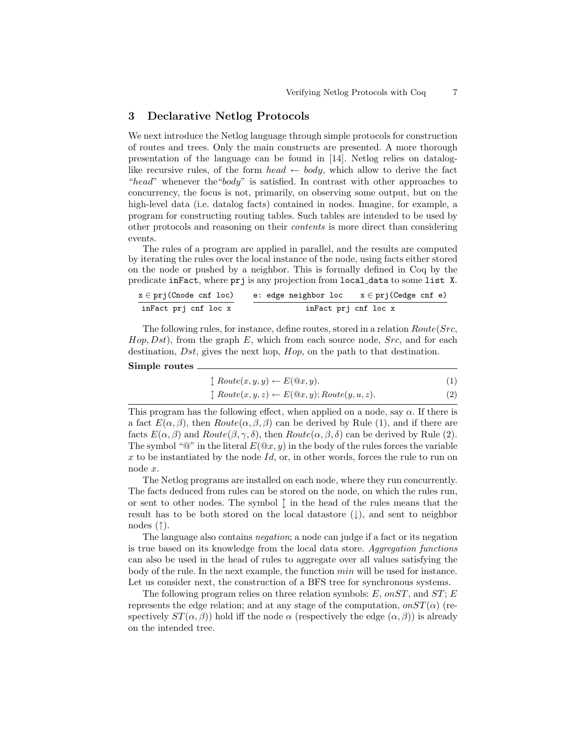## 3 Declarative Netlog Protocols

We next introduce the Netlog language through simple protocols for construction of routes and trees. Only the main constructs are presented. A more thorough presentation of the language can be found in [14]. Netlog relies on datalog-like recursive rules, of the form *head* ← *body*, which allow to derive the fact "*head*" whenever the "*body*" is satisfied. In contrast with other approaches to concurrency, the focus is not, primarily, on observing some output, but on the high-level data (i.e. datalog facts) contained in nodes. Imagine, for example, a program for constructing routing tables. Such tables are intended to be used by other protocols and reasoning on their *contents* is more direct than considering events.

The rules of a program are applied in parallel, and the results are computed by iterating the rules over the local instance of the node, using facts either stored on the node or pushed by a neighbor. This is formally defined in Coq by the predicate `inFact`, where `prj` is any projection from `local_data` to some `list X`.

$$\frac{\texttt{x} \in \texttt{prj(Cnode cnf loc)}}{\texttt{inFact prj cnf loc x}} \qquad \frac{\texttt{e: edge neighbor loc} \quad \texttt{x} \in \texttt{prj(Cedge cnf e)}}{\texttt{inFact prj cnf loc x}}$$

The following rules, for instance, define routes, stored in a relation $Route(Src, Hop, Dst)$, from the graph $E$, which from each source node, $Src$, and for each destination, $Dst$, gives the next hop, $Hop$, on the path to that destination.

**Simple routes**

$$\updownarrow Route(x, y, y) \leftarrow E(@x, y). \tag{1}$$

$$\updownarrow Route(x, y, z) \leftarrow E(@x, y); Route(y, u, z). \tag{2}$$

This program has the following effect, when applied on a node, say $\alpha$. If there is a fact $E(\alpha, \beta)$, then $Route(\alpha, \beta, \beta)$ can be derived by Rule (1), and if there are facts $E(\alpha, \beta)$ and $Route(\beta, \gamma, \delta)$, then $Route(\alpha, \beta, \delta)$ can be derived by Rule (2). The symbol "@" in the literal $E(@x, y)$ in the body of the rules forces the variable $x$ to be instantiated by the node $Id$, or, in other words, forces the rule to run on node $x$.

The Netlog programs are installed on each node, where they run concurrently. The facts deduced from rules can be stored on the node, on which the rules run, or sent to other nodes. The symbol $\updownarrow$ in the head of the rules means that the result has to be both stored on the local datastore (↓), and sent to neighbor nodes (↑).

The language also contains *negation*; a node can judge if a fact or its negation is true based on its knowledge from the local data store. *Aggregation functions* can also be used in the head of rules to aggregate over all values satisfying the body of the rule. In the next example, the function *min* will be used for instance. Let us consider next, the construction of a BFS tree for synchronous systems.

The following program relies on three relation symbols: $E$, $onST$, and $ST$; $E$ represents the edge relation; and at any stage of the computation, $onST(\alpha)$ (respectively $ST(\alpha, \beta)$) hold iff the node $\alpha$ (respectively the edge $(\alpha, \beta)$) is already on the intended tree.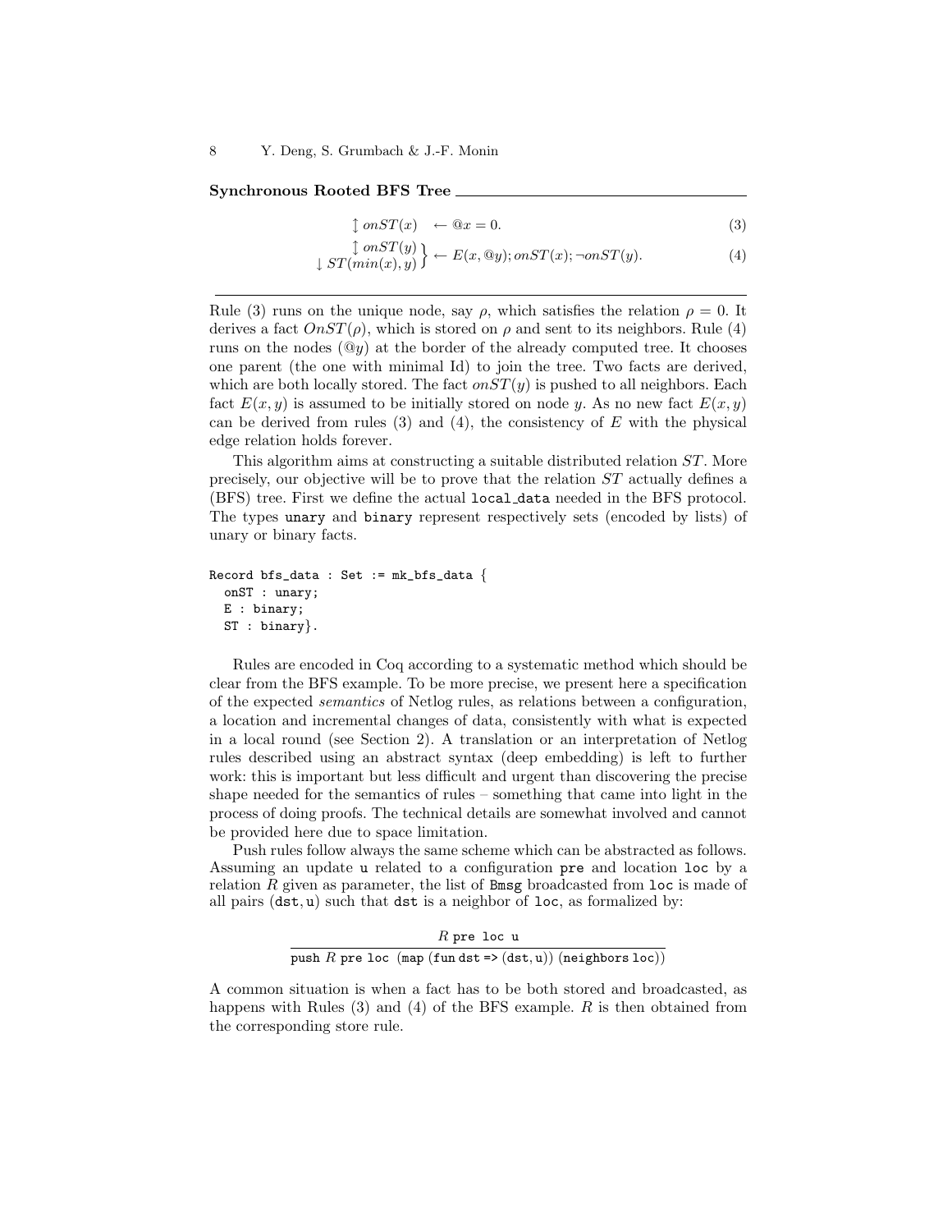**Synchronous Rooted BFS Tree**

$$\updownarrow onST(x) \quad \leftarrow @x = 0. \tag{3}$$

$$\left.\begin{array}{r} \updownarrow onST(y) \\ \downarrow ST(min(x), y) \end{array}\right\} \leftarrow E(x, @y); onST(x); \neg onST(y). \tag{4}$$

---

Rule (3) runs on the unique node, say $\rho$, which satisfies the relation $\rho = 0$. It derives a fact $OnST(\rho)$, which is stored on $\rho$ and sent to its neighbors. Rule (4) runs on the nodes ($@y$) at the border of the already computed tree. It chooses one parent (the one with minimal Id) to join the tree. Two facts are derived, which are both locally stored. The fact $onST(y)$ is pushed to all neighbors. Each fact $E(x, y)$ is assumed to be initially stored on node $y$. As no new fact $E(x, y)$ can be derived from rules (3) and (4), the consistency of $E$ with the physical edge relation holds forever.

This algorithm aims at constructing a suitable distributed relation $ST$. More precisely, our objective will be to prove that the relation $ST$ actually defines a (BFS) tree. First we define the actual `local_data` needed in the BFS protocol. The types `unary` and `binary` represent respectively sets (encoded by lists) of unary or binary facts.

```
Record bfs_data : Set := mk_bfs_data {
  onST : unary;
  E : binary;
  ST : binary}.
```

Rules are encoded in Coq according to a systematic method which should be clear from the BFS example. To be more precise, we present here a specification of the expected *semantics* of Netlog rules, as relations between a configuration, a location and incremental changes of data, consistently with what is expected in a local round (see Section 2). A translation or an interpretation of Netlog rules described using an abstract syntax (deep embedding) is left to further work: this is important but less difficult and urgent than discovering the precise shape needed for the semantics of rules – something that came into light in the process of doing proofs. The technical details are somewhat involved and cannot be provided here due to space limitation.

Push rules follow always the same scheme which can be abstracted as follows. Assuming an update `u` related to a configuration `pre` and location `loc` by a relation $R$ given as parameter, the list of `Bmsg` broadcasted from `loc` is made of all pairs (`dst`, `u`) such that `dst` is a neighbor of `loc`, as formalized by:

$$\frac{R\ \texttt{pre loc u}}{\texttt{push}\ R\ \texttt{pre loc (map (fun dst => (dst, u)) (neighbors loc))}}$$

A common situation is when a fact has to be both stored and broadcasted, as happens with Rules (3) and (4) of the BFS example. $R$ is then obtained from the corresponding store rule.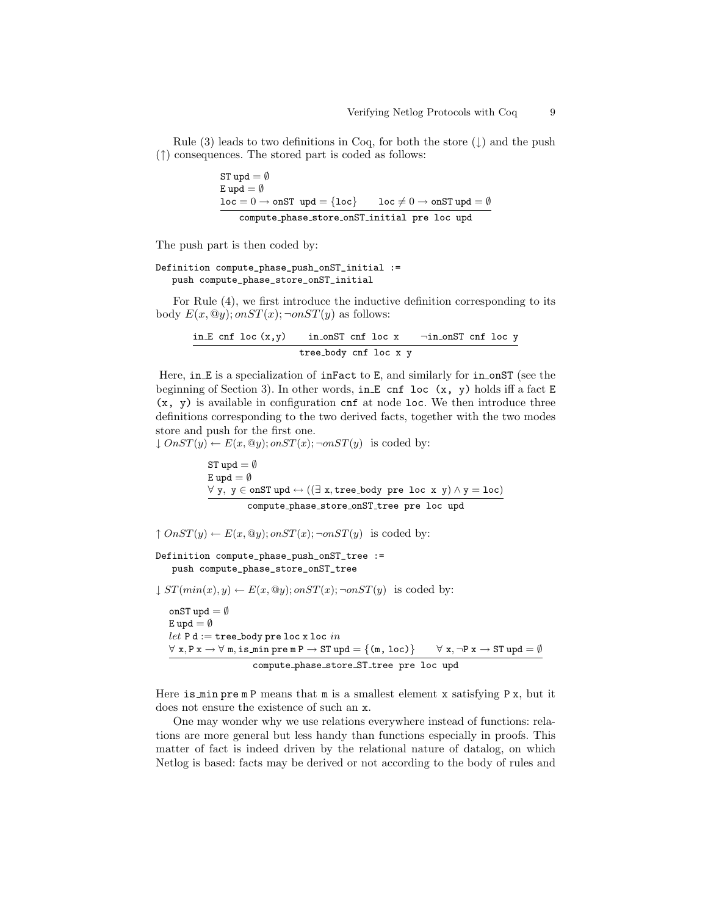Rule (3) leads to two definitions in Coq, for both the store ($\downarrow$) and the push ($\uparrow$) consequences. The stored part is coded as follows:

$$\frac{\begin{array}{l}\texttt{ST upd} = \emptyset \\ \texttt{E upd} = \emptyset \\ \texttt{loc} = 0 \rightarrow \texttt{onST upd} = \{\texttt{loc}\} \qquad \texttt{loc} \neq 0 \rightarrow \texttt{onST upd} = \emptyset\end{array}}{\texttt{compute\_phase\_store\_onST\_initial pre loc upd}}$$

The push part is then coded by:

```
Definition compute_phase_push_onST_initial :=
   push compute_phase_store_onST_initial
```

For Rule (4), we first introduce the inductive definition corresponding to its body $E(x, @y); onST(x); \neg onST(y)$ as follows:

$$\frac{\texttt{in\_E cnf loc (x,y)} \qquad \texttt{in\_onST cnf loc x} \qquad \neg\texttt{in\_onST cnf loc y}}{\texttt{tree\_body cnf loc x y}}$$

Here, `in_E` is a specialization of `inFact` to `E`, and similarly for `in_onST` (see the beginning of Section 3). In other words, `in_E cnf loc (x, y)` holds iff a fact `E (x, y)` is available in configuration `cnf` at node `loc`. We then introduce three definitions corresponding to the two derived facts, together with the two modes store and push for the first one.

$\downarrow OnST(y) \leftarrow E(x, @y); onST(x); \neg onST(y)$ is coded by:

$$\frac{\begin{array}{l}\texttt{ST upd} = \emptyset \\ \texttt{E upd} = \emptyset \\ \forall\ \texttt{y},\ \texttt{y} \in \texttt{onST upd} \leftrightarrow ((\exists\ \texttt{x}, \texttt{tree\_body pre loc x y}) \wedge \texttt{y} = \texttt{loc})\end{array}}{\texttt{compute\_phase\_store\_onST\_tree pre loc upd}}$$

$\uparrow OnST(y) \leftarrow E(x, @y); onST(x); \neg onST(y)$ is coded by:

```
Definition compute_phase_push_onST_tree :=
   push compute_phase_store_onST_tree
```

$\downarrow ST(min(x), y) \leftarrow E(x, @y); onST(x); \neg onST(y)$ is coded by:

$$\frac{\begin{array}{l}\texttt{onST upd} = \emptyset \\ \texttt{E upd} = \emptyset \\ \textit{let}\ \texttt{P d} := \texttt{tree\_body pre loc x loc}\ \textit{in} \\ \forall\ \texttt{x}, \texttt{P x} \rightarrow \forall\ \texttt{m}, \texttt{is\_min pre m P} \rightarrow \texttt{ST upd} = \{(\texttt{m, loc})\} \qquad \forall\ \texttt{x}, \neg\texttt{P x} \rightarrow \texttt{ST upd} = \emptyset\end{array}}{\texttt{compute\_phase\_store\_ST\_tree pre loc upd}}$$

Here `is_min pre m P` means that `m` is a smallest element `x` satisfying `P x`, but it does not ensure the existence of such an `x`.

One may wonder why we use relations everywhere instead of functions: relations are more general but less handy than functions especially in proofs. This matter of fact is indeed driven by the relational nature of datalog, on which Netlog is based: facts may be derived or not according to the body of rules and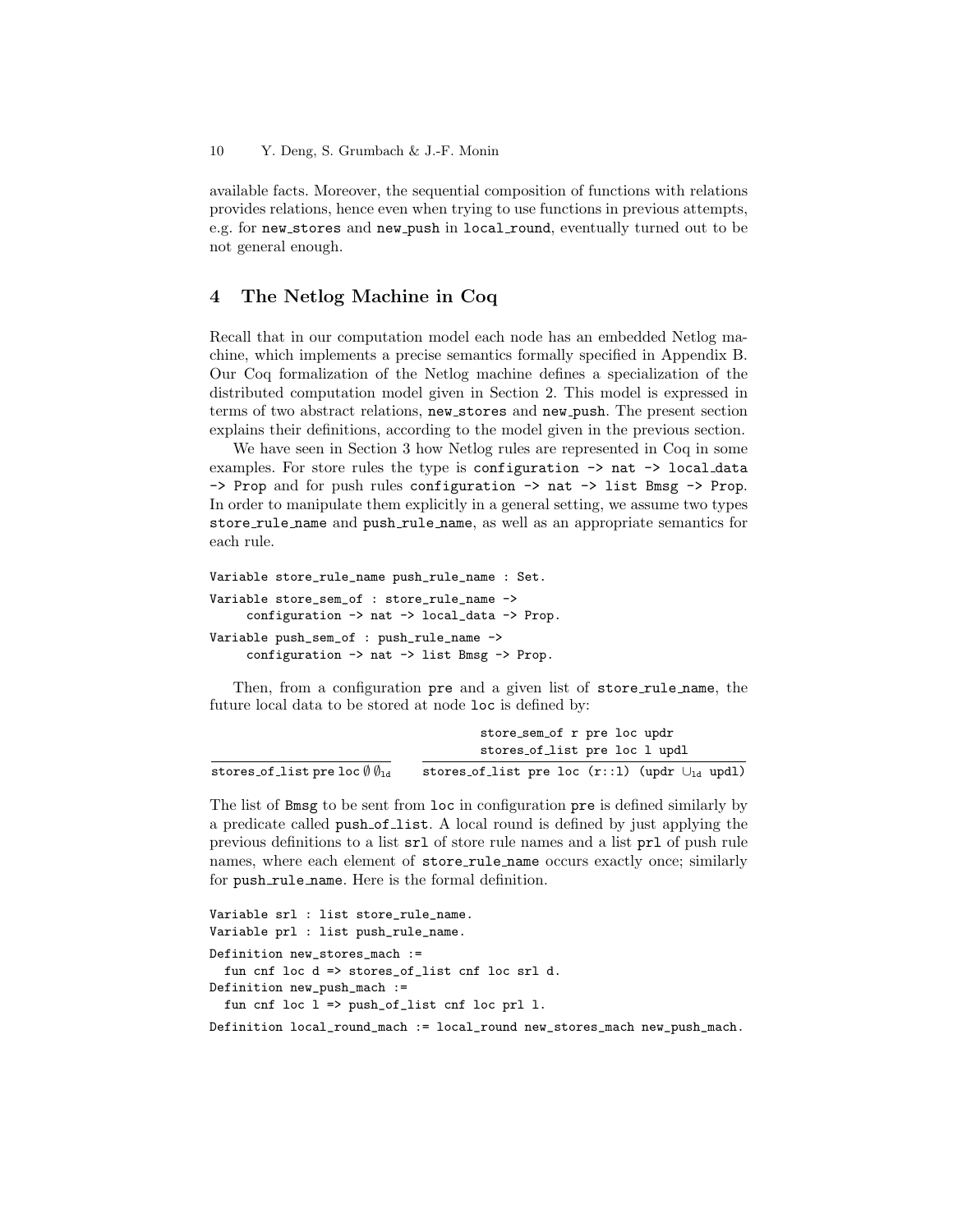available facts. Moreover, the sequential composition of functions with relations provides relations, hence even when trying to use functions in previous attempts, e.g. for new_stores and new_push in local_round, eventually turned out to be not general enough.

## 4 The Netlog Machine in Coq

Recall that in our computation model each node has an embedded Netlog machine, which implements a precise semantics formally specified in Appendix B. Our Coq formalization of the Netlog machine defines a specialization of the distributed computation model given in Section 2. This model is expressed in terms of two abstract relations, new_stores and new_push. The present section explains their definitions, according to the model given in the previous section.

We have seen in Section 3 how Netlog rules are represented in Coq in some examples. For store rules the type is configuration -> nat -> local_data -> Prop and for push rules configuration -> nat -> list Bmsg -> Prop. In order to manipulate them explicitly in a general setting, we assume two types store_rule_name and push_rule_name, as well as an appropriate semantics for each rule.

```
Variable store_rule_name push_rule_name : Set.
Variable store_sem_of : store_rule_name ->
     configuration -> nat -> local_data -> Prop.
Variable push_sem_of : push_rule_name ->
     configuration -> nat -> list Bmsg -> Prop.
```

Then, from a configuration pre and a given list of store_rule_name, the future local data to be stored at node loc is defined by:

$$\frac{}{\texttt{stores\_of\_list pre loc}\ \emptyset\ \emptyset_{1d}} \qquad \frac{\texttt{store\_sem\_of r pre loc updr} \quad \texttt{stores\_of\_list pre loc l updl}}{\texttt{stores\_of\_list pre loc (r::l) (updr}\ \cup_{1d}\ \texttt{updl)}}$$

The list of Bmsg to be sent from loc in configuration pre is defined similarly by a predicate called push_of_list. A local round is defined by just applying the previous definitions to a list srl of store rule names and a list prl of push rule names, where each element of store_rule_name occurs exactly once; similarly for push_rule_name. Here is the formal definition.

```
Variable srl : list store_rule_name.
Variable prl : list push_rule_name.
Definition new_stores_mach :=
  fun cnf loc d => stores_of_list cnf loc srl d.
Definition new_push_mach :=
  fun cnf loc l => push_of_list cnf loc prl l.
Definition local_round_mach := local_round new_stores_mach new_push_mach.
```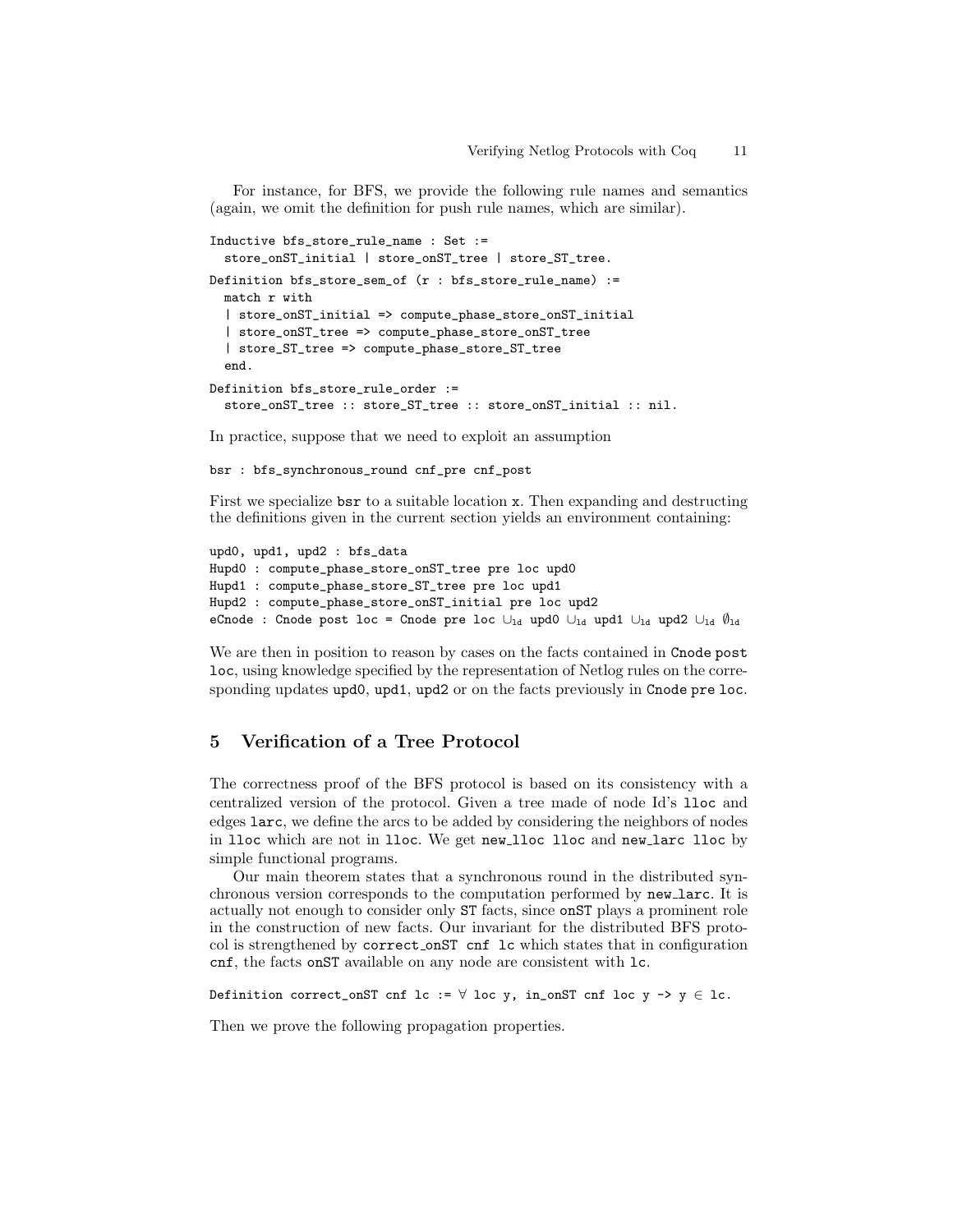For instance, for BFS, we provide the following rule names and semantics (again, we omit the definition for push rule names, which are similar).

```
Inductive bfs_store_rule_name : Set :=
  store_onST_initial | store_onST_tree | store_ST_tree.
Definition bfs_store_sem_of (r : bfs_store_rule_name) :=
  match r with
  | store_onST_initial => compute_phase_store_onST_initial
  | store_onST_tree => compute_phase_store_onST_tree
  | store_ST_tree => compute_phase_store_ST_tree
  end.
Definition bfs_store_rule_order :=
  store_onST_tree :: store_ST_tree :: store_onST_initial :: nil.
```

In practice, suppose that we need to exploit an assumption

```
bsr : bfs_synchronous_round cnf_pre cnf_post
```

First we specialize `bsr` to a suitable location `x`. Then expanding and destructing the definitions given in the current section yields an environment containing:

```
upd0, upd1, upd2 : bfs_data
Hupd0 : compute_phase_store_onST_tree pre loc upd0
Hupd1 : compute_phase_store_ST_tree pre loc upd1
Hupd2 : compute_phase_store_onST_initial pre loc upd2
eCnode : Cnode post loc = Cnode pre loc ∪ld upd0 ∪ld upd1 ∪ld upd2 ∪ld ∅ld
```

We are then in position to reason by cases on the facts contained in `Cnode post loc`, using knowledge specified by the representation of Netlog rules on the corresponding updates `upd0`, `upd1`, `upd2` or on the facts previously in `Cnode pre loc`.

## 5 Verification of a Tree Protocol

The correctness proof of the BFS protocol is based on its consistency with a centralized version of the protocol. Given a tree made of node Id's `lloc` and edges `larc`, we define the arcs to be added by considering the neighbors of nodes in `lloc` which are not in `lloc`. We get `new_lloc lloc` and `new_larc lloc` by simple functional programs.

Our main theorem states that a synchronous round in the distributed synchronous version corresponds to the computation performed by `new_larc`. It is actually not enough to consider only `ST` facts, since `onST` plays a prominent role in the construction of new facts. Our invariant for the distributed BFS protocol is strengthened by `correct_onST cnf lc` which states that in configuration `cnf`, the facts `onST` available on any node are consistent with `lc`.

```
Definition correct_onST cnf lc := ∀ loc y, in_onST cnf loc y -> y ∈ lc.
```

Then we prove the following propagation properties.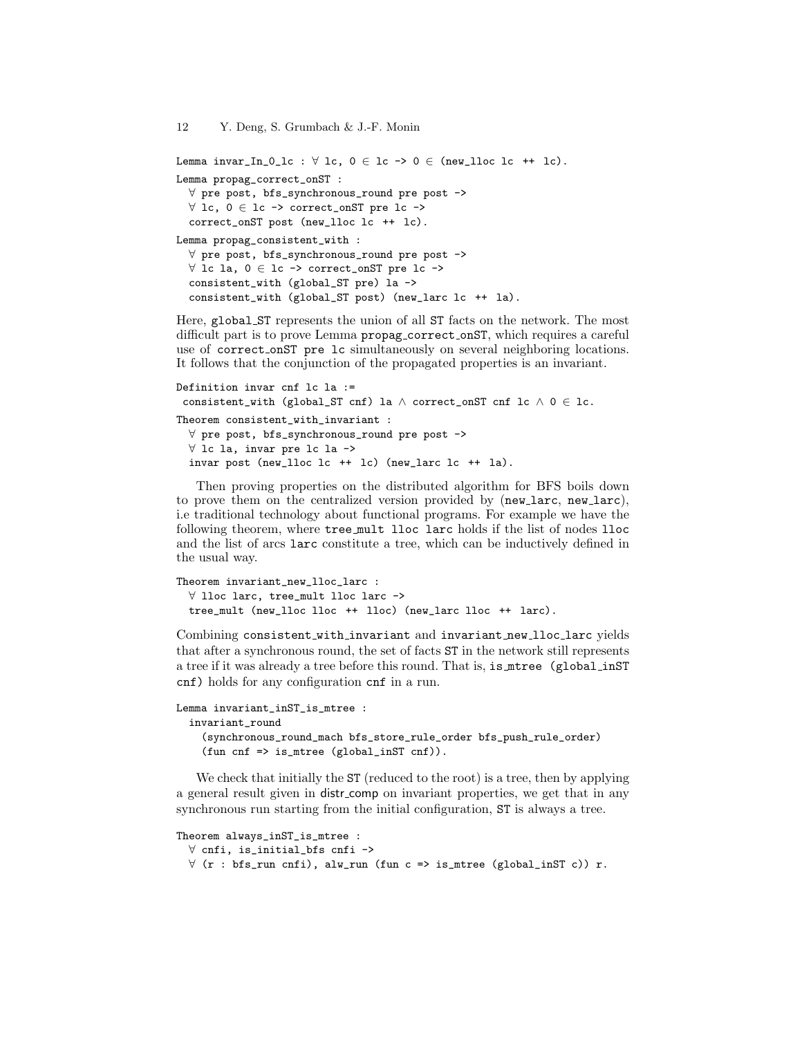```
Lemma invar_In_0_lc : ∀ lc, 0 ∈ lc -> 0 ∈ (new_lloc lc ++ lc).
Lemma propag_correct_onST :
  ∀ pre post, bfs_synchronous_round pre post ->
  ∀ lc, 0 ∈ lc -> correct_onST pre lc ->
  correct_onST post (new_lloc lc ++ lc).
Lemma propag_consistent_with :
  ∀ pre post, bfs_synchronous_round pre post ->
  ∀ lc la, 0 ∈ lc -> correct_onST pre lc ->
  consistent_with (global_ST pre) la ->
  consistent_with (global_ST post) (new_larc lc ++ la).
```

Here, global_ST represents the union of all ST facts on the network. The most difficult part is to prove Lemma propag_correct_onST, which requires a careful use of correct_onST pre lc simultaneously on several neighboring locations. It follows that the conjunction of the propagated properties is an invariant.

```
Definition invar cnf lc la :=
 consistent_with (global_ST cnf) la ∧ correct_onST cnf lc ∧ 0 ∈ lc.
Theorem consistent_with_invariant :
  ∀ pre post, bfs_synchronous_round pre post ->
  ∀ lc la, invar pre lc la ->
  invar post (new_lloc lc ++ lc) (new_larc lc ++ la).
```

Then proving properties on the distributed algorithm for BFS boils down to prove them on the centralized version provided by (new_larc, new_larc), i.e traditional technology about functional programs. For example we have the following theorem, where tree_mult lloc larc holds if the list of nodes lloc and the list of arcs larc constitute a tree, which can be inductively defined in the usual way.

```
Theorem invariant_new_lloc_larc :
  ∀ lloc larc, tree_mult lloc larc ->
  tree_mult (new_lloc lloc ++ lloc) (new_larc lloc ++ larc).
```

Combining consistent_with_invariant and invariant_new_lloc_larc yields that after a synchronous round, the set of facts ST in the network still represents a tree if it was already a tree before this round. That is, is_mtree (global_inST cnf) holds for any configuration cnf in a run.

```
Lemma invariant_inST_is_mtree :
  invariant_round
    (synchronous_round_mach bfs_store_rule_order bfs_push_rule_order)
    (fun cnf => is_mtree (global_inST cnf)).
```

We check that initially the ST (reduced to the root) is a tree, then by applying a general result given in distr_comp on invariant properties, we get that in any synchronous run starting from the initial configuration, ST is always a tree.

```
Theorem always_inST_is_mtree :
  ∀ cnfi, is_initial_bfs cnfi ->
  ∀ (r : bfs_run cnfi), alw_run (fun c => is_mtree (global_inST c)) r.
```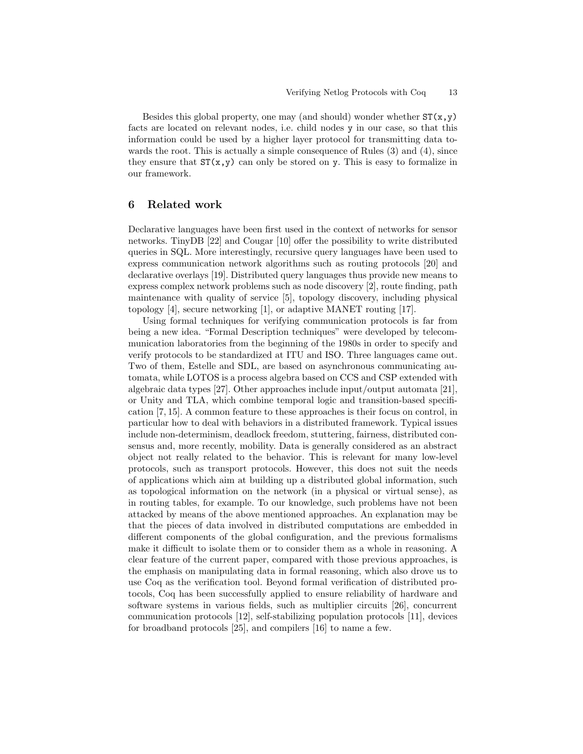Besides this global property, one may (and should) wonder whether `ST(x,y)` facts are located on relevant nodes, i.e. child nodes `y` in our case, so that this information could be used by a higher layer protocol for transmitting data towards the root. This is actually a simple consequence of Rules (3) and (4), since they ensure that `ST(x,y)` can only be stored on `y`. This is easy to formalize in our framework.

## 6 Related work

Declarative languages have been first used in the context of networks for sensor networks. TinyDB [22] and Cougar [10] offer the possibility to write distributed queries in SQL. More interestingly, recursive query languages have been used to express communication network algorithms such as routing protocols [20] and declarative overlays [19]. Distributed query languages thus provide new means to express complex network problems such as node discovery [2], route finding, path maintenance with quality of service [5], topology discovery, including physical topology [4], secure networking [1], or adaptive MANET routing [17].

Using formal techniques for verifying communication protocols is far from being a new idea. "Formal Description techniques" were developed by telecommunication laboratories from the beginning of the 1980s in order to specify and verify protocols to be standardized at ITU and ISO. Three languages came out. Two of them, Estelle and SDL, are based on asynchronous communicating automata, while LOTOS is a process algebra based on CCS and CSP extended with algebraic data types [27]. Other approaches include input/output automata [21], or Unity and TLA, which combine temporal logic and transition-based specification [7, 15]. A common feature to these approaches is their focus on control, in particular how to deal with behaviors in a distributed framework. Typical issues include non-determinism, deadlock freedom, stuttering, fairness, distributed consensus and, more recently, mobility. Data is generally considered as an abstract object not really related to the behavior. This is relevant for many low-level protocols, such as transport protocols. However, this does not suit the needs of applications which aim at building up a distributed global information, such as topological information on the network (in a physical or virtual sense), as in routing tables, for example. To our knowledge, such problems have not been attacked by means of the above mentioned approaches. An explanation may be that the pieces of data involved in distributed computations are embedded in different components of the global configuration, and the previous formalisms make it difficult to isolate them or to consider them as a whole in reasoning. A clear feature of the current paper, compared with those previous approaches, is the emphasis on manipulating data in formal reasoning, which also drove us to use Coq as the verification tool. Beyond formal verification of distributed protocols, Coq has been successfully applied to ensure reliability of hardware and software systems in various fields, such as multiplier circuits [26], concurrent communication protocols [12], self-stabilizing population protocols [11], devices for broadband protocols [25], and compilers [16] to name a few.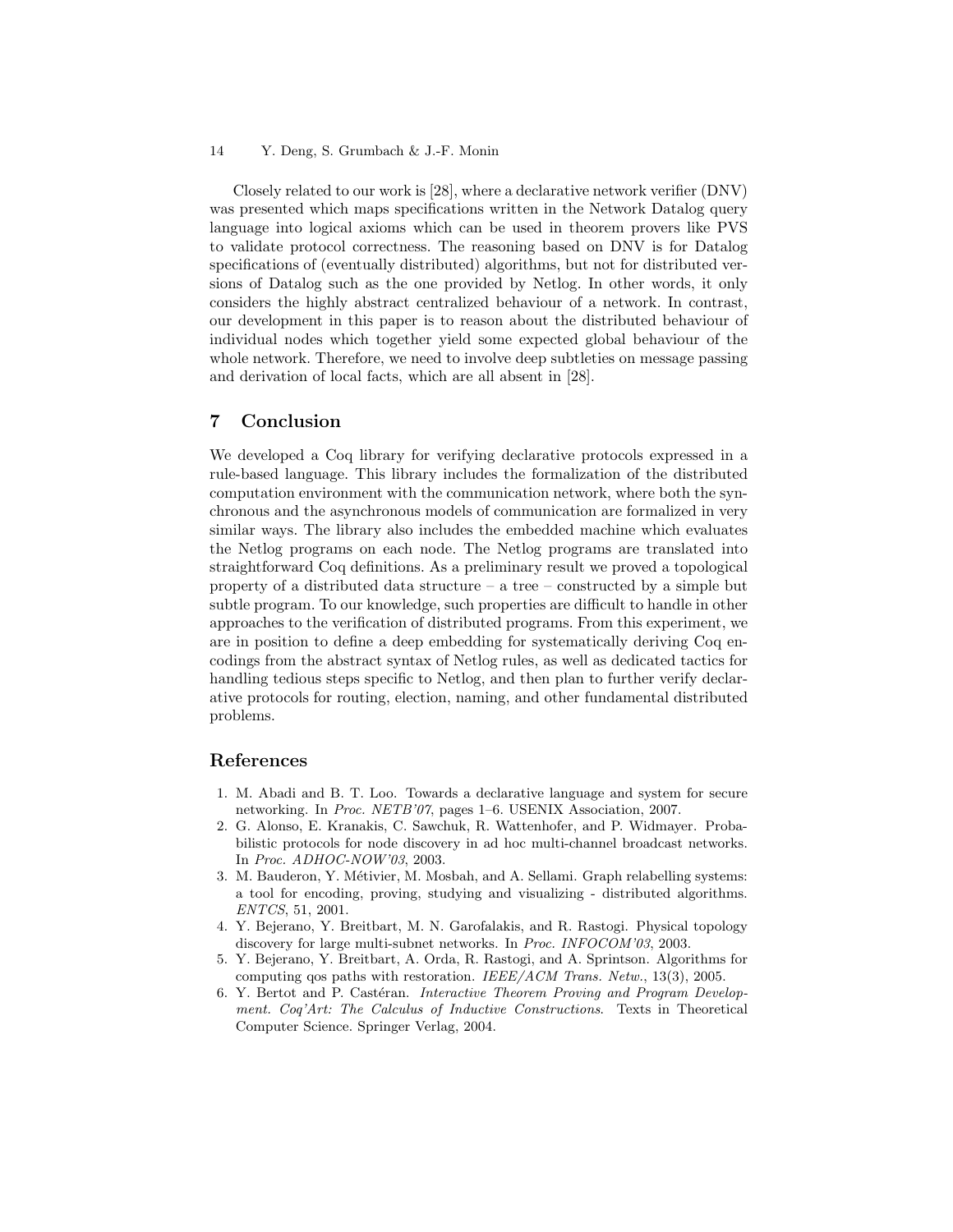Closely related to our work is [28], where a declarative network verifier (DNV) was presented which maps specifications written in the Network Datalog query language into logical axioms which can be used in theorem provers like PVS to validate protocol correctness. The reasoning based on DNV is for Datalog specifications of (eventually distributed) algorithms, but not for distributed versions of Datalog such as the one provided by Netlog. In other words, it only considers the highly abstract centralized behaviour of a network. In contrast, our development in this paper is to reason about the distributed behaviour of individual nodes which together yield some expected global behaviour of the whole network. Therefore, we need to involve deep subtleties on message passing and derivation of local facts, which are all absent in [28].

## 7 Conclusion

We developed a Coq library for verifying declarative protocols expressed in a rule-based language. This library includes the formalization of the distributed computation environment with the communication network, where both the synchronous and the asynchronous models of communication are formalized in very similar ways. The library also includes the embedded machine which evaluates the Netlog programs on each node. The Netlog programs are translated into straightforward Coq definitions. As a preliminary result we proved a topological property of a distributed data structure – a tree – constructed by a simple but subtle program. To our knowledge, such properties are difficult to handle in other approaches to the verification of distributed programs. From this experiment, we are in position to define a deep embedding for systematically deriving Coq encodings from the abstract syntax of Netlog rules, as well as dedicated tactics for handling tedious steps specific to Netlog, and then plan to further verify declarative protocols for routing, election, naming, and other fundamental distributed problems.

## References

1. M. Abadi and B. T. Loo. Towards a declarative language and system for secure networking. In *Proc. NETB'07*, pages 1–6. USENIX Association, 2007.
2. G. Alonso, E. Kranakis, C. Sawchuk, R. Wattenhofer, and P. Widmayer. Probabilistic protocols for node discovery in ad hoc multi-channel broadcast networks. In *Proc. ADHOC-NOW'03*, 2003.
3. M. Bauderon, Y. Métivier, M. Mosbah, and A. Sellami. Graph relabelling systems: a tool for encoding, proving, studying and visualizing - distributed algorithms. *ENTCS*, 51, 2001.
4. Y. Bejerano, Y. Breitbart, M. N. Garofalakis, and R. Rastogi. Physical topology discovery for large multi-subnet networks. In *Proc. INFOCOM'03*, 2003.
5. Y. Bejerano, Y. Breitbart, A. Orda, R. Rastogi, and A. Sprintson. Algorithms for computing qos paths with restoration. *IEEE/ACM Trans. Netw.*, 13(3), 2005.
6. Y. Bertot and P. Castéran. *Interactive Theorem Proving and Program Development. Coq'Art: The Calculus of Inductive Constructions*. Texts in Theoretical Computer Science. Springer Verlag, 2004.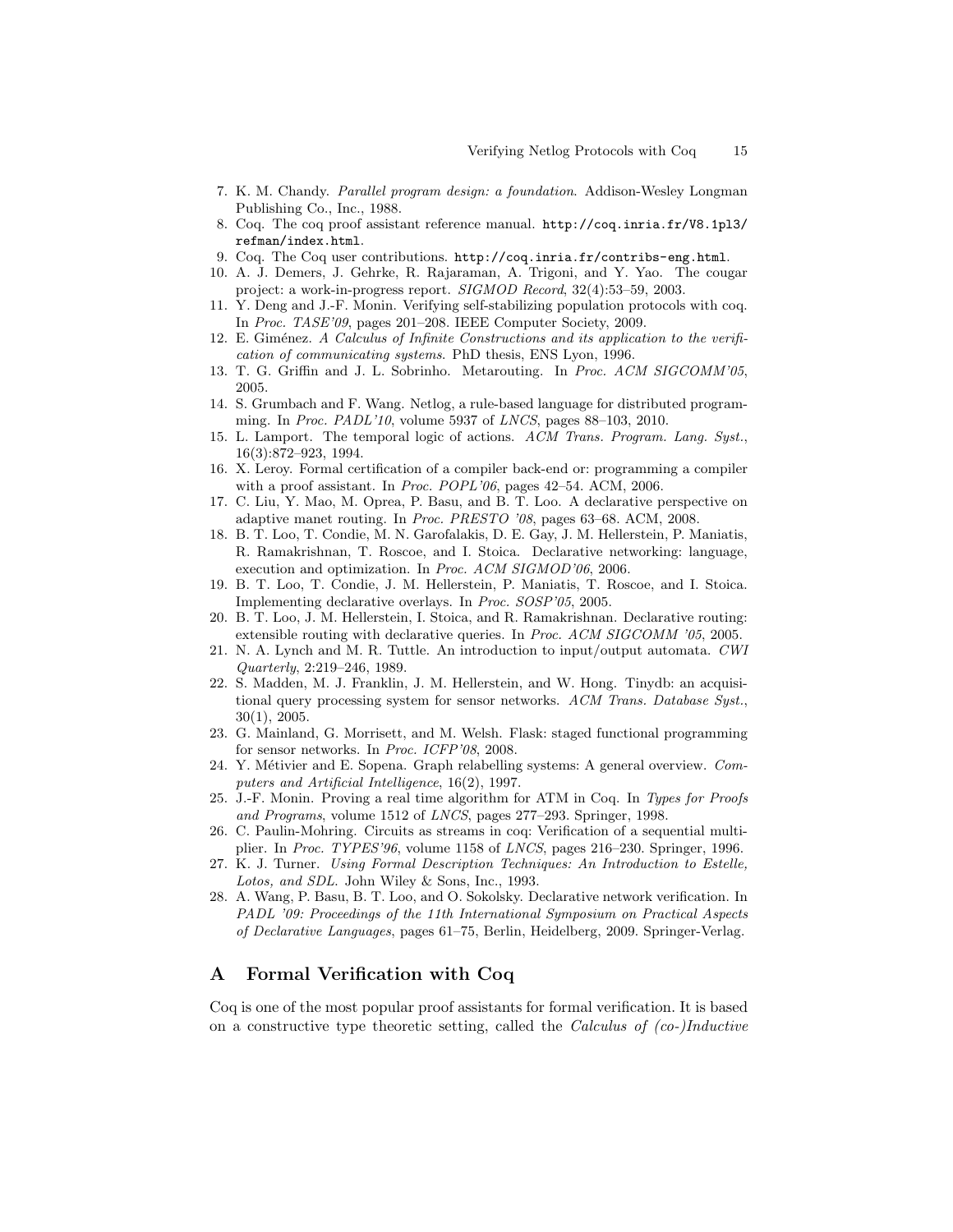7. K. M. Chandy. *Parallel program design: a foundation*. Addison-Wesley Longman Publishing Co., Inc., 1988.
8. Coq. The coq proof assistant reference manual. `http://coq.inria.fr/V8.1pl3/refman/index.html`.
9. Coq. The Coq user contributions. `http://coq.inria.fr/contribs-eng.html`.
10. A. J. Demers, J. Gehrke, R. Rajaraman, A. Trigoni, and Y. Yao. The cougar project: a work-in-progress report. *SIGMOD Record*, 32(4):53–59, 2003.
11. Y. Deng and J.-F. Monin. Verifying self-stabilizing population protocols with coq. In *Proc. TASE'09*, pages 201–208. IEEE Computer Society, 2009.
12. E. Giménez. *A Calculus of Infinite Constructions and its application to the verification of communicating systems*. PhD thesis, ENS Lyon, 1996.
13. T. G. Griffin and J. L. Sobrinho. Metarouting. In *Proc. ACM SIGCOMM'05*, 2005.
14. S. Grumbach and F. Wang. Netlog, a rule-based language for distributed programming. In *Proc. PADL'10*, volume 5937 of *LNCS*, pages 88–103, 2010.
15. L. Lamport. The temporal logic of actions. *ACM Trans. Program. Lang. Syst.*, 16(3):872–923, 1994.
16. X. Leroy. Formal certification of a compiler back-end or: programming a compiler with a proof assistant. In *Proc. POPL'06*, pages 42–54. ACM, 2006.
17. C. Liu, Y. Mao, M. Oprea, P. Basu, and B. T. Loo. A declarative perspective on adaptive manet routing. In *Proc. PRESTO '08*, pages 63–68. ACM, 2008.
18. B. T. Loo, T. Condie, M. N. Garofalakis, D. E. Gay, J. M. Hellerstein, P. Maniatis, R. Ramakrishnan, T. Roscoe, and I. Stoica. Declarative networking: language, execution and optimization. In *Proc. ACM SIGMOD'06*, 2006.
19. B. T. Loo, T. Condie, J. M. Hellerstein, P. Maniatis, T. Roscoe, and I. Stoica. Implementing declarative overlays. In *Proc. SOSP'05*, 2005.
20. B. T. Loo, J. M. Hellerstein, I. Stoica, and R. Ramakrishnan. Declarative routing: extensible routing with declarative queries. In *Proc. ACM SIGCOMM '05*, 2005.
21. N. A. Lynch and M. R. Tuttle. An introduction to input/output automata. *CWI Quarterly*, 2:219–246, 1989.
22. S. Madden, M. J. Franklin, J. M. Hellerstein, and W. Hong. Tinydb: an acquisitional query processing system for sensor networks. *ACM Trans. Database Syst.*, 30(1), 2005.
23. G. Mainland, G. Morrisett, and M. Welsh. Flask: staged functional programming for sensor networks. In *Proc. ICFP'08*, 2008.
24. Y. Métivier and E. Sopena. Graph relabelling systems: A general overview. *Computers and Artificial Intelligence*, 16(2), 1997.
25. J.-F. Monin. Proving a real time algorithm for ATM in Coq. In *Types for Proofs and Programs*, volume 1512 of *LNCS*, pages 277–293. Springer, 1998.
26. C. Paulin-Mohring. Circuits as streams in coq: Verification of a sequential multiplier. In *Proc. TYPES'96*, volume 1158 of *LNCS*, pages 216–230. Springer, 1996.
27. K. J. Turner. *Using Formal Description Techniques: An Introduction to Estelle, Lotos, and SDL*. John Wiley & Sons, Inc., 1993.
28. A. Wang, P. Basu, B. T. Loo, and O. Sokolsky. Declarative network verification. In *PADL '09: Proceedings of the 11th International Symposium on Practical Aspects of Declarative Languages*, pages 61–75, Berlin, Heidelberg, 2009. Springer-Verlag.

## A Formal Verification with Coq

Coq is one of the most popular proof assistants for formal verification. It is based on a constructive type theoretic setting, called the *Calculus of (co-)Inductive*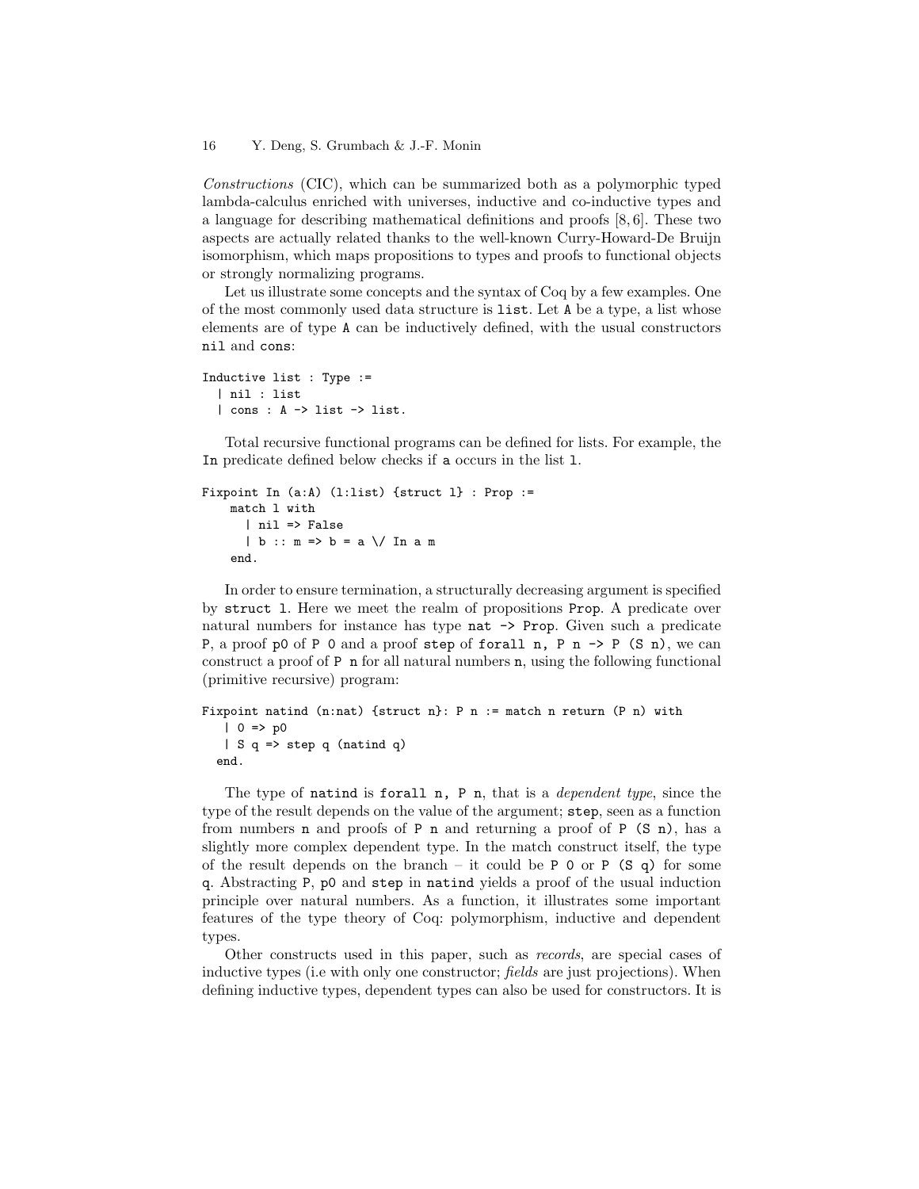*Constructions* (CIC), which can be summarized both as a polymorphic typed lambda-calculus enriched with universes, inductive and co-inductive types and a language for describing mathematical definitions and proofs [8, 6]. These two aspects are actually related thanks to the well-known Curry-Howard-De Bruijn isomorphism, which maps propositions to types and proofs to functional objects or strongly normalizing programs.

Let us illustrate some concepts and the syntax of Coq by a few examples. One of the most commonly used data structure is `list`. Let `A` be a type, a list whose elements are of type `A` can be inductively defined, with the usual constructors `nil` and `cons`:

```
Inductive list : Type :=
  | nil : list
  | cons : A -> list -> list.
```

Total recursive functional programs can be defined for lists. For example, the `In` predicate defined below checks if `a` occurs in the list `l`.

```
Fixpoint In (a:A) (l:list) {struct l} : Prop :=
    match l with
      | nil => False
      | b :: m => b = a \/ In a m
    end.
```

In order to ensure termination, a structurally decreasing argument is specified by `struct l`. Here we meet the realm of propositions `Prop`. A predicate over natural numbers for instance has type `nat -> Prop`. Given such a predicate `P`, a proof `p0` of `P 0` and a proof `step` of `forall n, P n -> P (S n)`, we can construct a proof of `P n` for all natural numbers `n`, using the following functional (primitive recursive) program:

```
Fixpoint natind (n:nat) {struct n}: P n := match n return (P n) with
   | O => p0
   | S q => step q (natind q)
  end.
```

The type of `natind` is `forall n, P n`, that is a *dependent type*, since the type of the result depends on the value of the argument; `step`, seen as a function from numbers `n` and proofs of `P n` and returning a proof of `P (S n)`, has a slightly more complex dependent type. In the match construct itself, the type of the result depends on the branch – it could be `P 0` or `P (S q)` for some `q`. Abstracting `P`, `p0` and `step` in `natind` yields a proof of the usual induction principle over natural numbers. As a function, it illustrates some important features of the type theory of Coq: polymorphism, inductive and dependent types.

Other constructs used in this paper, such as *records*, are special cases of inductive types (i.e with only one constructor; *fields* are just projections). When defining inductive types, dependent types can also be used for constructors. It is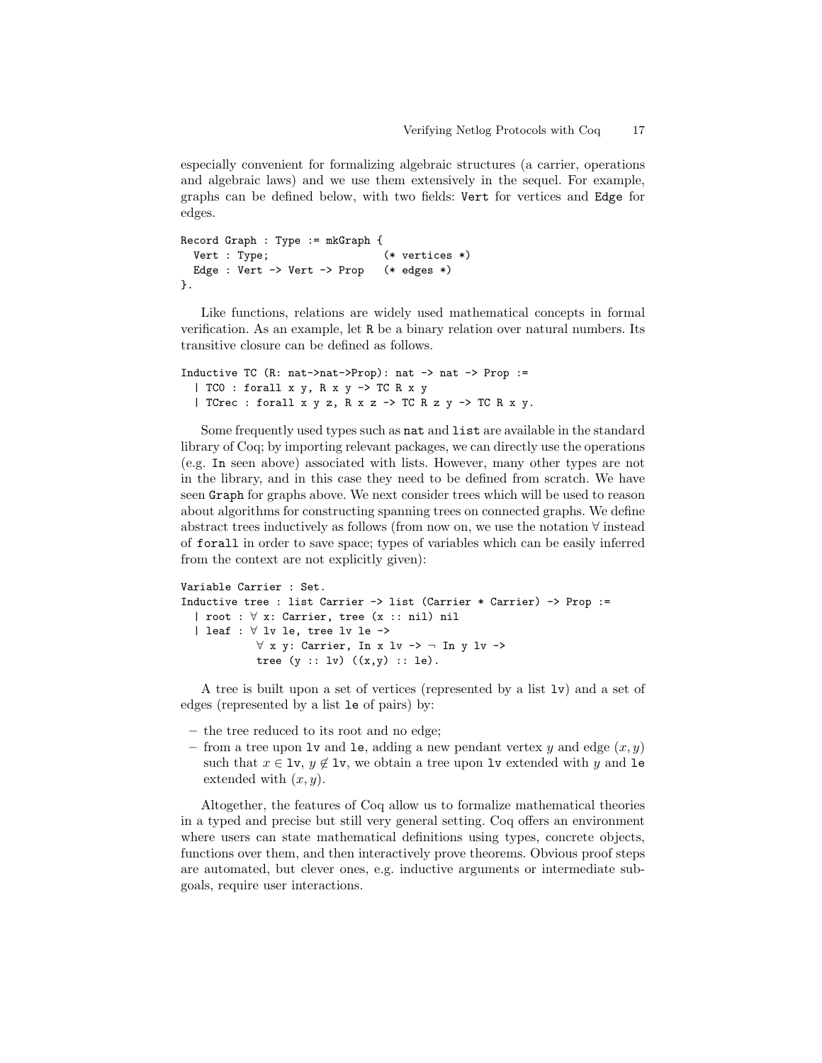especially convenient for formalizing algebraic structures (a carrier, operations and algebraic laws) and we use them extensively in the sequel. For example, graphs can be defined below, with two fields: Vert for vertices and Edge for edges.

```
Record Graph : Type := mkGraph {
  Vert : Type;                  (* vertices *)
  Edge : Vert -> Vert -> Prop   (* edges *)
}.
```

Like functions, relations are widely used mathematical concepts in formal verification. As an example, let R be a binary relation over natural numbers. Its transitive closure can be defined as follows.

```
Inductive TC (R: nat->nat->Prop): nat -> nat -> Prop :=
  | TC0 : forall x y, R x y -> TC R x y
  | TCrec : forall x y z, R x z -> TC R z y -> TC R x y.
```

Some frequently used types such as nat and list are available in the standard library of Coq; by importing relevant packages, we can directly use the operations (e.g. In seen above) associated with lists. However, many other types are not in the library, and in this case they need to be defined from scratch. We have seen Graph for graphs above. We next consider trees which will be used to reason about algorithms for constructing spanning trees on connected graphs. We define abstract trees inductively as follows (from now on, we use the notation ∀ instead of forall in order to save space; types of variables which can be easily inferred from the context are not explicitly given):

```
Variable Carrier : Set.
Inductive tree : list Carrier -> list (Carrier * Carrier) -> Prop :=
  | root : ∀ x: Carrier, tree (x :: nil) nil
  | leaf : ∀ lv le, tree lv le ->
           ∀ x y: Carrier, In x lv -> ¬ In y lv ->
           tree (y :: lv) ((x,y) :: le).
```

A tree is built upon a set of vertices (represented by a list lv) and a set of edges (represented by a list le of pairs) by:

- the tree reduced to its root and no edge;
- from a tree upon lv and le, adding a new pendant vertex $y$ and edge $(x, y)$ such that $x \in$ lv, $y \notin$ lv, we obtain a tree upon lv extended with $y$ and le extended with $(x, y)$.

Altogether, the features of Coq allow us to formalize mathematical theories in a typed and precise but still very general setting. Coq offers an environment where users can state mathematical definitions using types, concrete objects, functions over them, and then interactively prove theorems. Obvious proof steps are automated, but clever ones, e.g. inductive arguments or intermediate subgoals, require user interactions.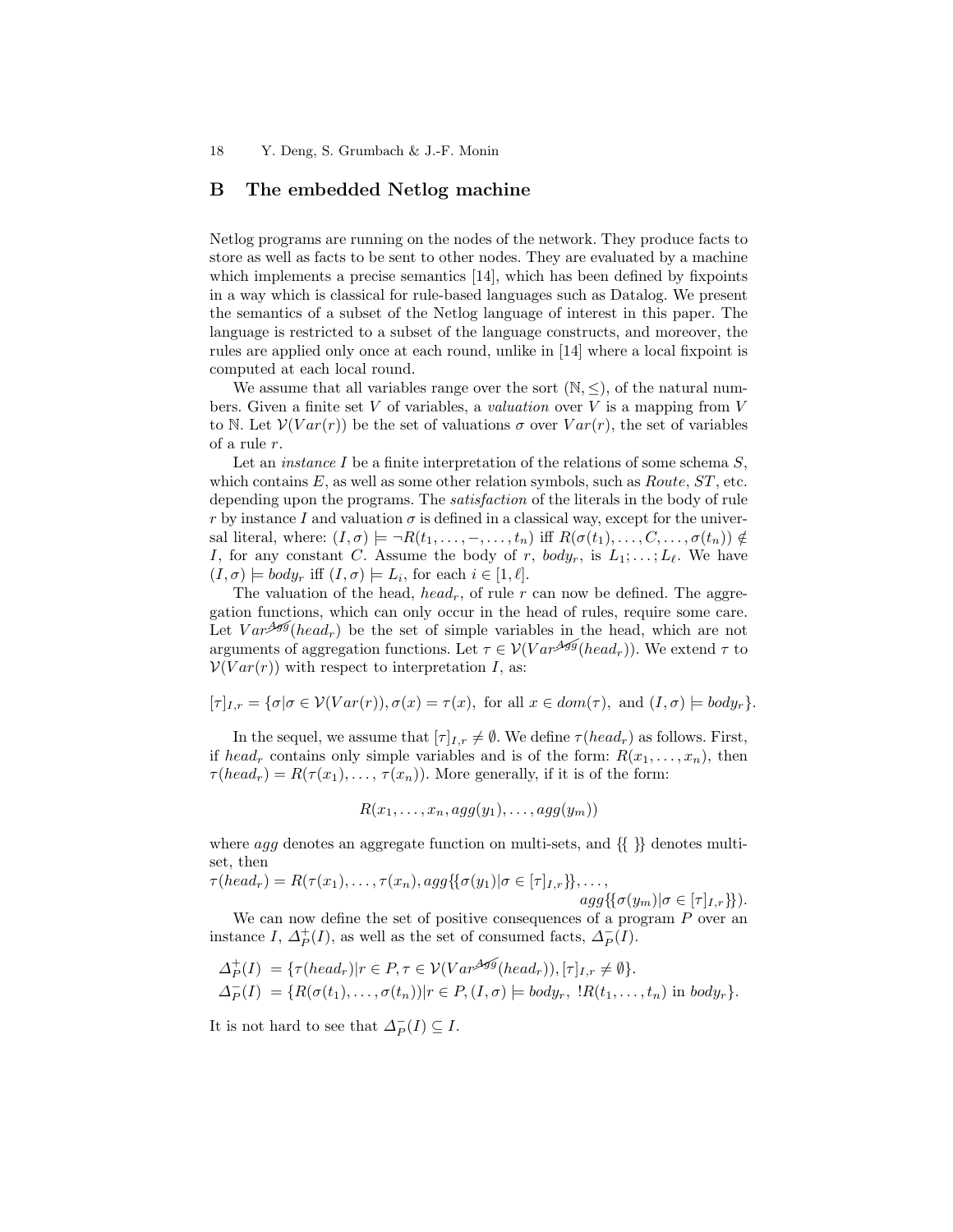## B The embedded Netlog machine

Netlog programs are running on the nodes of the network. They produce facts to store as well as facts to be sent to other nodes. They are evaluated by a machine which implements a precise semantics [14], which has been defined by fixpoints in a way which is classical for rule-based languages such as Datalog. We present the semantics of a subset of the Netlog language of interest in this paper. The language is restricted to a subset of the language constructs, and moreover, the rules are applied only once at each round, unlike in [14] where a local fixpoint is computed at each local round.

We assume that all variables range over the sort $(\mathbb{N}, \leq)$, of the natural numbers. Given a finite set $V$ of variables, a *valuation* over $V$ is a mapping from $V$ to $\mathbb{N}$. Let $\mathcal{V}(Var(r))$ be the set of valuations $\sigma$ over $Var(r)$, the set of variables of a rule $r$.

Let an *instance* $I$ be a finite interpretation of the relations of some schema $S$, which contains $E$, as well as some other relation symbols, such as *Route*, *ST*, etc. depending upon the programs. The *satisfaction* of the literals in the body of rule $r$ by instance $I$ and valuation $\sigma$ is defined in a classical way, except for the universal literal, where: $(I, \sigma) \models \neg R(t_1, \ldots, -, \ldots, t_n)$ iff $R(\sigma(t_1), \ldots, C, \ldots, \sigma(t_n)) \notin I$, for any constant $C$. Assume the body of $r$, $body_r$, is $L_1; \ldots; L_\ell$. We have $(I, \sigma) \models body_r$ iff $(I, \sigma) \models L_i$, for each $i \in [1, \ell]$.

The valuation of the head, $head_r$, of rule $r$ can now be defined. The aggregation functions, which can only occur in the head of rules, require some care. Let $Var^{\not{Agg}}(head_r)$ be the set of simple variables in the head, which are not arguments of aggregation functions. Let $\tau \in \mathcal{V}(Var^{\not{Agg}}(head_r))$. We extend $\tau$ to $\mathcal{V}(Var(r))$ with respect to interpretation $I$, as:

$$[\tau]_{I,r} = \{\sigma | \sigma \in \mathcal{V}(Var(r)), \sigma(x) = \tau(x), \text{ for all } x \in dom(\tau), \text{ and } (I, \sigma) \models body_r\}.$$

In the sequel, we assume that $[\tau]_{I,r} \neq \emptyset$. We define $\tau(head_r)$ as follows. First, if $head_r$ contains only simple variables and is of the form: $R(x_1, \ldots, x_n)$, then $\tau(head_r) = R(\tau(x_1), \ldots, \tau(x_n))$. More generally, if it is of the form:

$$R(x_1, \ldots, x_n, agg(y_1), \ldots, agg(y_m))$$

where $agg$ denotes an aggregate function on multi-sets, and $\{\{\ \}\}$ denotes multi-set, then

$$\tau(head_r) = R(\tau(x_1), \ldots, \tau(x_n), agg\{\{\sigma(y_1) | \sigma \in [\tau]_{I,r}\}\}, \ldots, agg\{\{\sigma(y_m) | \sigma \in [\tau]_{I,r}\}\}).$$

We can now define the set of positive consequences of a program $P$ over an instance $I$, $\Delta_P^+(I)$, as well as the set of consumed facts, $\Delta_P^-(I)$.

$$\Delta_P^+(I) = \{\tau(head_r) | r \in P, \tau \in \mathcal{V}(Var^{\not{Agg}}(head_r)), [\tau]_{I,r} \neq \emptyset\}.$$
$$\Delta_P^-(I) = \{R(\sigma(t_1), \ldots, \sigma(t_n)) | r \in P, (I, \sigma) \models body_r,\ !R(t_1, \ldots, t_n) \text{ in } body_r\}.$$

It is not hard to see that $\Delta_P^-(I) \subseteq I$.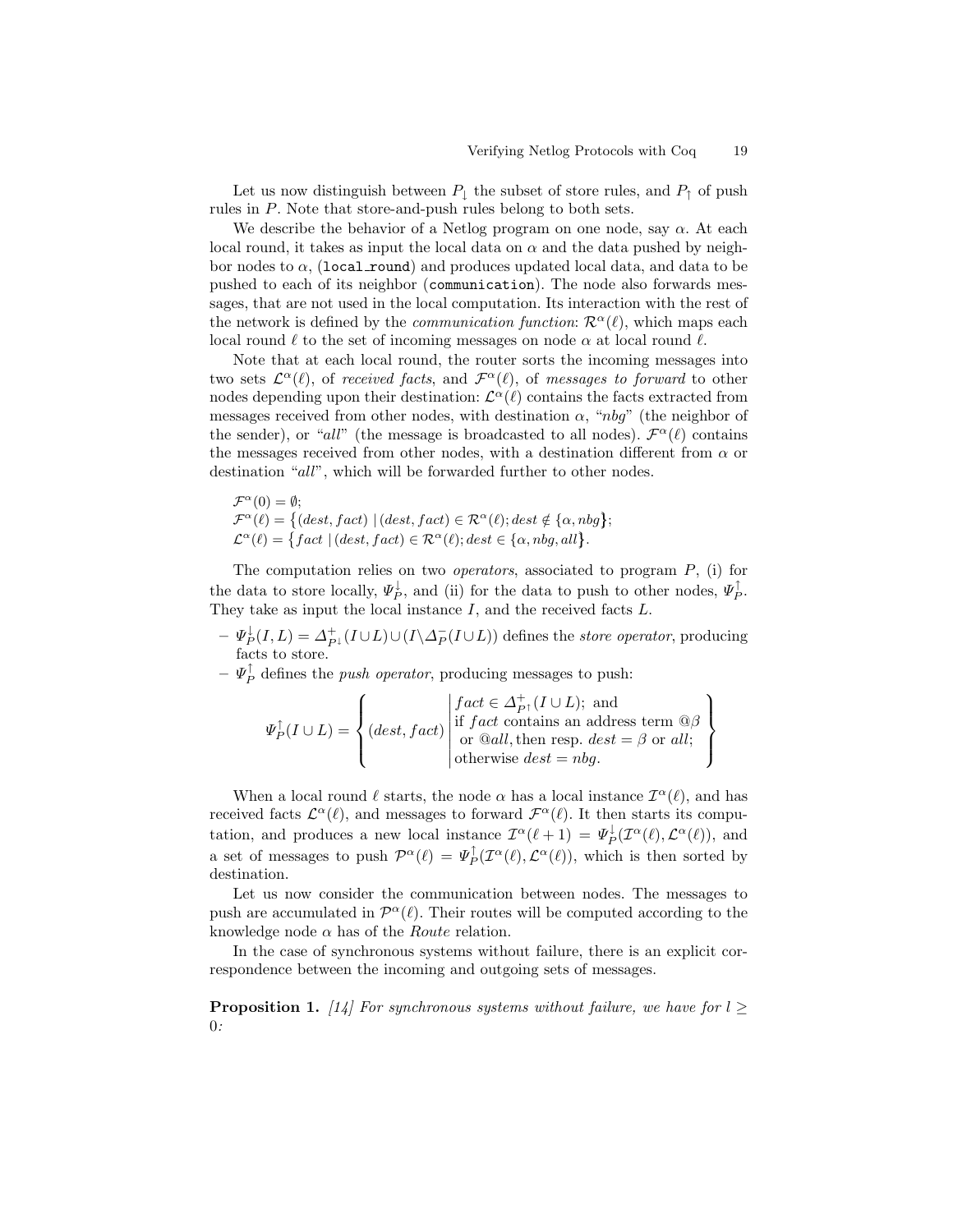Let us now distinguish between $P_\downarrow$ the subset of store rules, and $P_\uparrow$ of push rules in $P$. Note that store-and-push rules belong to both sets.

We describe the behavior of a Netlog program on one node, say $\alpha$. At each local round, it takes as input the local data on $\alpha$ and the data pushed by neighbor nodes to $\alpha$, (`local_round`) and produces updated local data, and data to be pushed to each of its neighbor (`communication`). The node also forwards messages, that are not used in the local computation. Its interaction with the rest of the network is defined by the *communication function*: $\mathcal{R}^\alpha(\ell)$, which maps each local round $\ell$ to the set of incoming messages on node $\alpha$ at local round $\ell$.

Note that at each local round, the router sorts the incoming messages into two sets $\mathcal{L}^\alpha(\ell)$, of *received facts*, and $\mathcal{F}^\alpha(\ell)$, of *messages to forward* to other nodes depending upon their destination: $\mathcal{L}^\alpha(\ell)$ contains the facts extracted from messages received from other nodes, with destination $\alpha$, "*nbg*" (the neighbor of the sender), or "*all*" (the message is broadcasted to all nodes). $\mathcal{F}^\alpha(\ell)$ contains the messages received from other nodes, with a destination different from $\alpha$ or destination "*all*", which will be forwarded further to other nodes.

$$\mathcal{F}^\alpha(0) = \emptyset;$$
$$\mathcal{F}^\alpha(\ell) = \big\{(dest, fact) \mid (dest, fact) \in \mathcal{R}^\alpha(\ell); dest \notin \{\alpha, nbg\big\};$$
$$\mathcal{L}^\alpha(\ell) = \big\{fact \mid (dest, fact) \in \mathcal{R}^\alpha(\ell); dest \in \{\alpha, nbg, all\big\}.$$

The computation relies on two *operators*, associated to program $P$, (i) for the data to store locally, $\Psi_P^\downarrow$, and (ii) for the data to push to other nodes, $\Psi_P^\uparrow$. They take as input the local instance $I$, and the received facts $L$.

- $\Psi_P^\downarrow(I, L) = \Delta_{P^\downarrow}^+(I \cup L) \cup (I \backslash \Delta_P^-(I \cup L))$ defines the *store operator*, producing facts to store.
- $\Psi_P^\uparrow$ defines the *push operator*, producing messages to push:

$$\Psi_P^\uparrow(I \cup L) = \left\{ (dest, fact) \;\middle|\; \begin{array}{l} fact \in \Delta_{P^\uparrow}^+(I \cup L);\text{ and} \\ \text{if } fact \text{ contains an address term } @\beta \\ \;\text{ or } @all, \text{then resp. } dest = \beta \text{ or } all; \\ \text{otherwise } dest = nbg. \end{array} \right\}$$

When a local round $\ell$ starts, the node $\alpha$ has a local instance $\mathcal{I}^\alpha(\ell)$, and has received facts $\mathcal{L}^\alpha(\ell)$, and messages to forward $\mathcal{F}^\alpha(\ell)$. It then starts its computation, and produces a new local instance $\mathcal{I}^\alpha(\ell+1) = \Psi_P^\downarrow(\mathcal{I}^\alpha(\ell), \mathcal{L}^\alpha(\ell))$, and a set of messages to push $\mathcal{P}^\alpha(\ell) = \Psi_P^\uparrow(\mathcal{I}^\alpha(\ell), \mathcal{L}^\alpha(\ell))$, which is then sorted by destination.

Let us now consider the communication between nodes. The messages to push are accumulated in $\mathcal{P}^\alpha(\ell)$. Their routes will be computed according to the knowledge node $\alpha$ has of the *Route* relation.

In the case of synchronous systems without failure, there is an explicit correspondence between the incoming and outgoing sets of messages.

**Proposition 1.** *[14] For synchronous systems without failure, we have for $l \geq 0$:*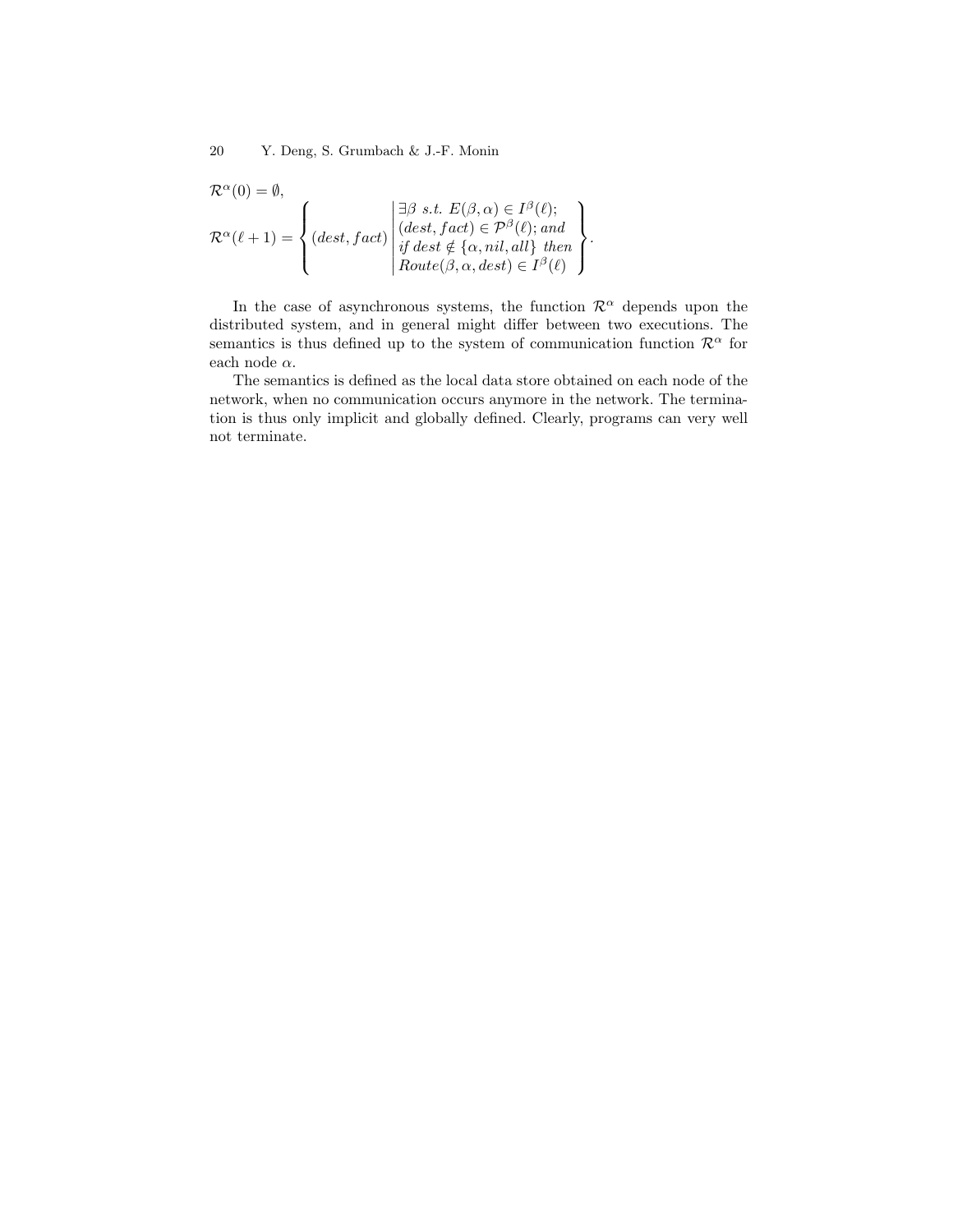$$\mathcal{R}^\alpha(0) = \emptyset,$$

$$\mathcal{R}^\alpha(\ell+1) = \left\{ (dest, fact) \;\middle|\; \begin{array}{l} \exists \beta \textit{ s.t. } E(\beta,\alpha) \in I^\beta(\ell); \\ (dest, fact) \in \mathcal{P}^\beta(\ell); \textit{ and} \\ \textit{if } dest \notin \{\alpha, nil, all\} \textit{ then} \\ Route(\beta, \alpha, dest) \in I^\beta(\ell) \end{array} \right\}.$$

In the case of asynchronous systems, the function $\mathcal{R}^\alpha$ depends upon the distributed system, and in general might differ between two executions. The semantics is thus defined up to the system of communication function $\mathcal{R}^\alpha$ for each node $\alpha$.

The semantics is defined as the local data store obtained on each node of the network, when no communication occurs anymore in the network. The termination is thus only implicit and globally defined. Clearly, programs can very well not terminate.